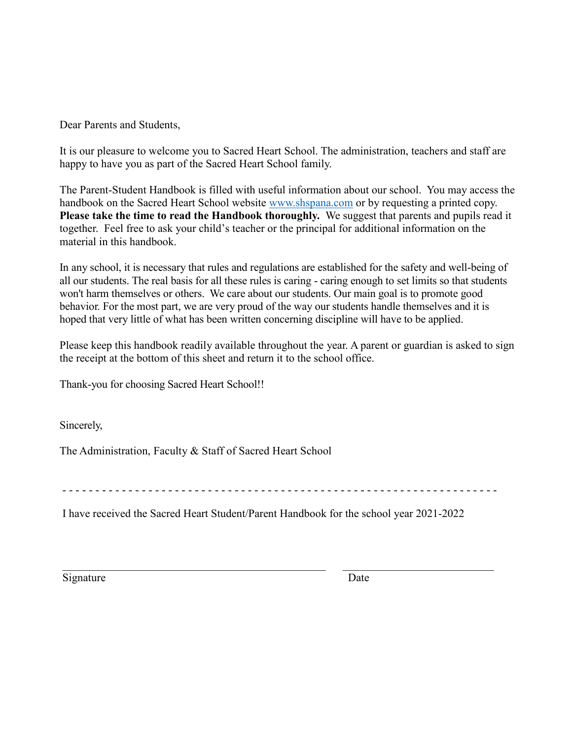Dear Parents and Students,

It is our pleasure to welcome you to Sacred Heart School. The administration, teachers and staff are happy to have you as part of the Sacred Heart School family.

The Parent-Student Handbook is filled with useful information about our school. You may access the handbook on the Sacred Heart School website [www.shspana.com](http://www.shspana.com) or by requesting a printed copy. **Please take the time to read the Handbook thoroughly.** We suggest that parents and pupils read it together. Feel free to ask your child's teacher or the principal for additional information on the material in this handbook.

In any school, it is necessary that rules and regulations are established for the safety and well-being of all our students. The real basis for all these rules is caring - caring enough to set limits so that students won't harm themselves or others. We care about our students. Our main goal is to promote good behavior. For the most part, we are very proud of the way our students handle themselves and it is hoped that very little of what has been written concerning discipline will have to be applied.

Please keep this handbook readily available throughout the year. A parent or guardian is asked to sign the receipt at the bottom of this sheet and return it to the school office.

Thank-you for choosing Sacred Heart School!!

Sincerely,

The Administration, Faculty & Staff of Sacred Heart School

- - - - - - - - - - - - - - - - - - - - - - - - - - - - - - - - - - - - - - - - - - - - - - - - - - - - - - - - - - - - - - - - -

I have received the Sacred Heart Student/Parent Handbook for the school year 2021-2022

_______________________________________________ __________________________

Signature Date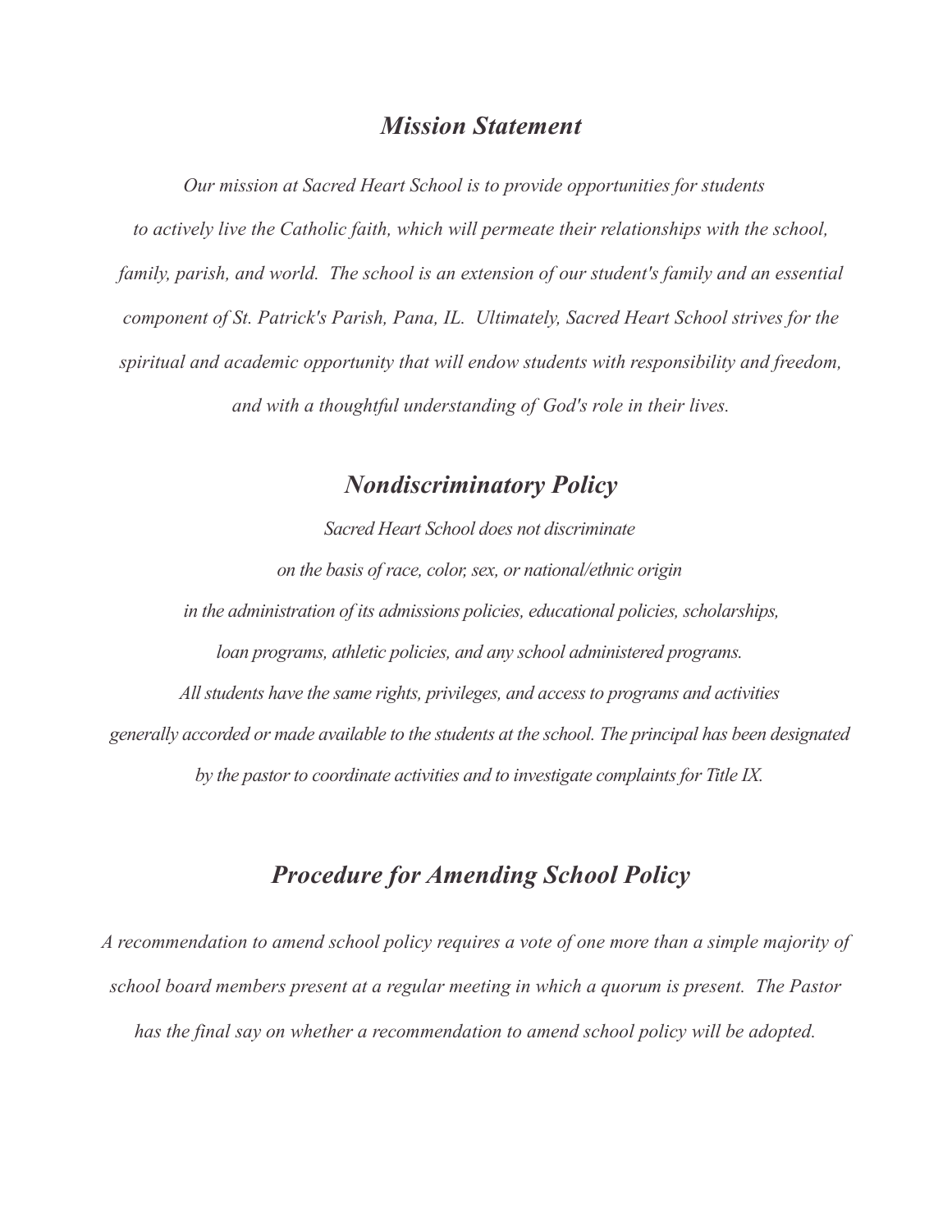## *Mission Statement*

*Our mission at Sacred Heart School is to provide opportunities for students to actively live the Catholic faith, which will permeate their relationships with the school, family, parish, and world. The school is an extension of our student's family and an essential component of St. Patrick's Parish, Pana, IL. Ultimately, Sacred Heart School strives for the spiritual and academic opportunity that will endow students with responsibility and freedom, and with a thoughtful understanding of God's role in their lives.*

## *Nondiscriminatory Policy*

*Sacred Heart School does not discriminate on the basis of race, color, sex, or national/ethnic origin in the administration of its admissions policies, educational policies, scholarships, loan programs, athletic policies, and any school administered programs. All students have the same rights, privileges, and access to programs and activities generally accorded or made available to the students at the school. The principal has been designated by the pastor to coordinate activities and to investigate complaints for Title IX.*

## *Procedure for Amending School Policy*

*A recommendation to amend school policy requires a vote of one more than a simple majority of school board members present at a regular meeting in which a quorum is present. The Pastor has the final say on whether a recommendation to amend school policy will be adopted.*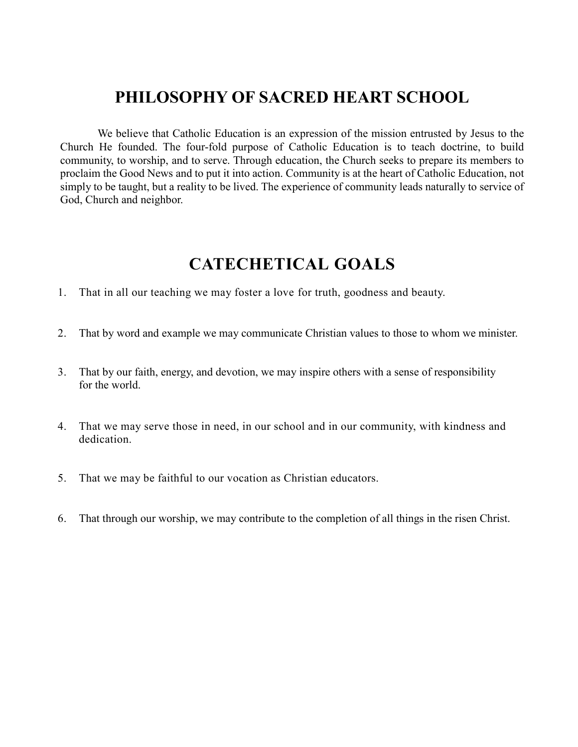# PHILOSOPHY OF SACRED HEART SCHOOL

We believe that Catholic Education is an expression of the mission entrusted by Jesus to the Church He founded. The four-fold purpose of Catholic Education is to teach doctrine, to build community, to worship, and to serve. Through education, the Church seeks to prepare its members to proclaim the Good News and to put it into action. Community is at the heart of Catholic Education, not simply to be taught, but a reality to be lived. The experience of community leads naturally to service of God, Church and neighbor.

# CATECHETICAL GOALS

1. That in all our teaching we may foster a love for truth, goodness and beauty.

2. That by word and example we may communicate Christian values to those to whom we minister.

3. That by our faith, energy, and devotion, we may inspire others with a sense of responsibility for the world.

4. That we may serve those in need, in our school and in our community, with kindness and dedication.

5. That we may be faithful to our vocation as Christian educators.

6. That through our worship, we may contribute to the completion of all things in the risen Christ.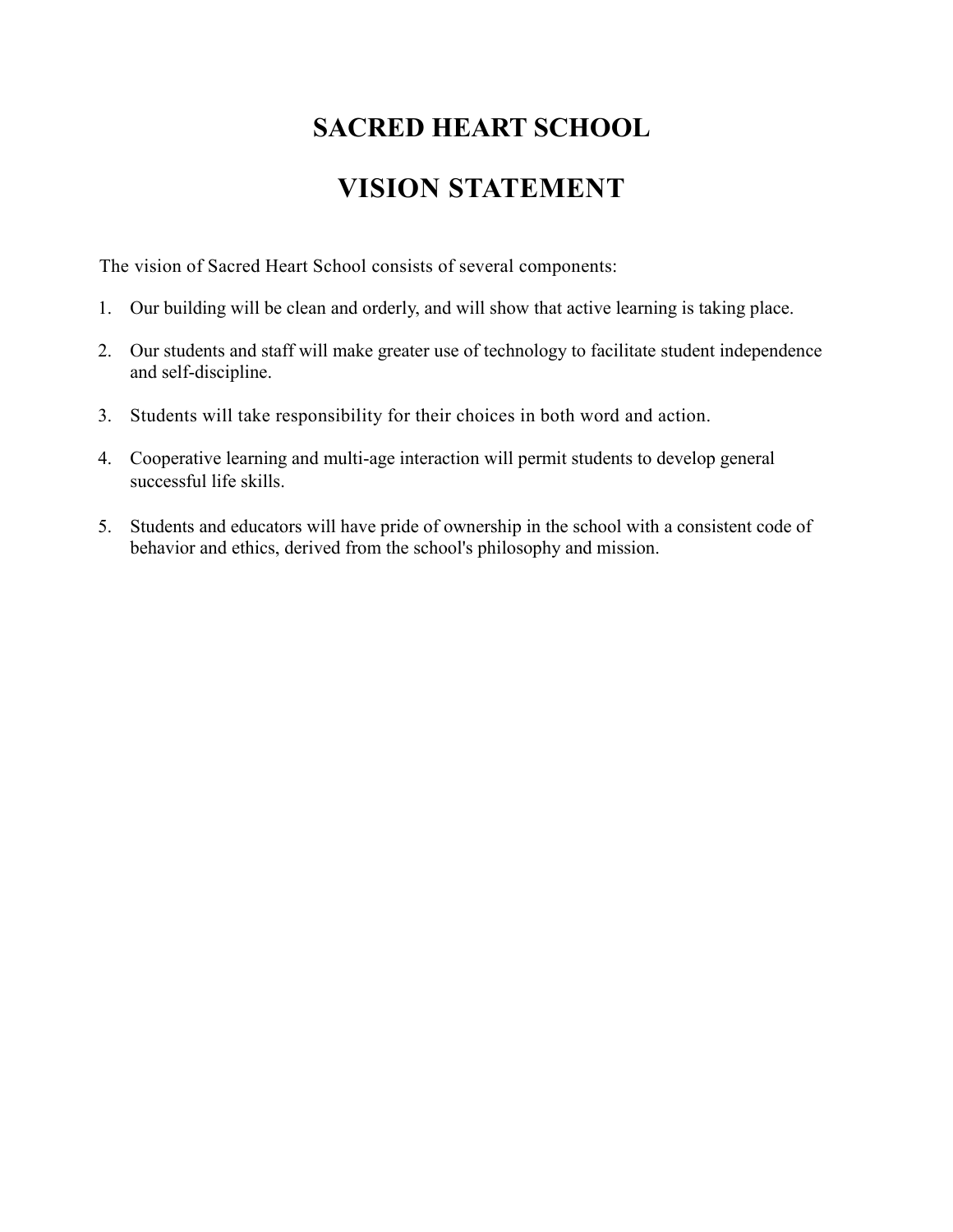# SACRED HEART SCHOOL

# VISION STATEMENT

The vision of Sacred Heart School consists of several components:

1. Our building will be clean and orderly, and will show that active learning is taking place.

2. Our students and staff will make greater use of technology to facilitate student independence and self-discipline.

3. Students will take responsibility for their choices in both word and action.

4. Cooperative learning and multi-age interaction will permit students to develop general successful life skills.

5. Students and educators will have pride of ownership in the school with a consistent code of behavior and ethics, derived from the school's philosophy and mission.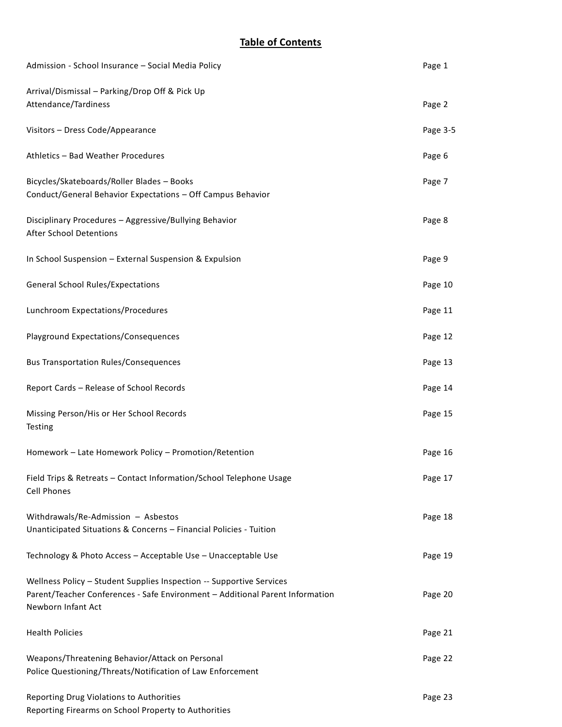# Table of Contents

| | |
|---|---|
| Admission - School Insurance – Social Media Policy | Page 1 |
| Arrival/Dismissal – Parking/Drop Off & Pick Up<br>Attendance/Tardiness | Page 2 |
| Visitors – Dress Code/Appearance | Page 3-5 |
| Athletics – Bad Weather Procedures | Page 6 |
| Bicycles/Skateboards/Roller Blades – Books<br>Conduct/General Behavior Expectations – Off Campus Behavior | Page 7 |
| Disciplinary Procedures – Aggressive/Bullying Behavior<br>After School Detentions | Page 8 |
| In School Suspension – External Suspension & Expulsion | Page 9 |
| General School Rules/Expectations | Page 10 |
| Lunchroom Expectations/Procedures | Page 11 |
| Playground Expectations/Consequences | Page 12 |
| Bus Transportation Rules/Consequences | Page 13 |
| Report Cards – Release of School Records | Page 14 |
| Missing Person/His or Her School Records<br>Testing | Page 15 |
| Homework – Late Homework Policy – Promotion/Retention | Page 16 |
| Field Trips & Retreats – Contact Information/School Telephone Usage<br>Cell Phones | Page 17 |
| Withdrawals/Re-Admission – Asbestos<br>Unanticipated Situations & Concerns – Financial Policies - Tuition | Page 18 |
| Technology & Photo Access – Acceptable Use – Unacceptable Use | Page 19 |
| Wellness Policy – Student Supplies Inspection -- Supportive Services<br>Parent/Teacher Conferences - Safe Environment – Additional Parent Information<br>Newborn Infant Act | Page 20 |
| Health Policies | Page 21 |
| Weapons/Threatening Behavior/Attack on Personal<br>Police Questioning/Threats/Notification of Law Enforcement | Page 22 |
| Reporting Drug Violations to Authorities<br>Reporting Firearms on School Property to Authorities | Page 23 |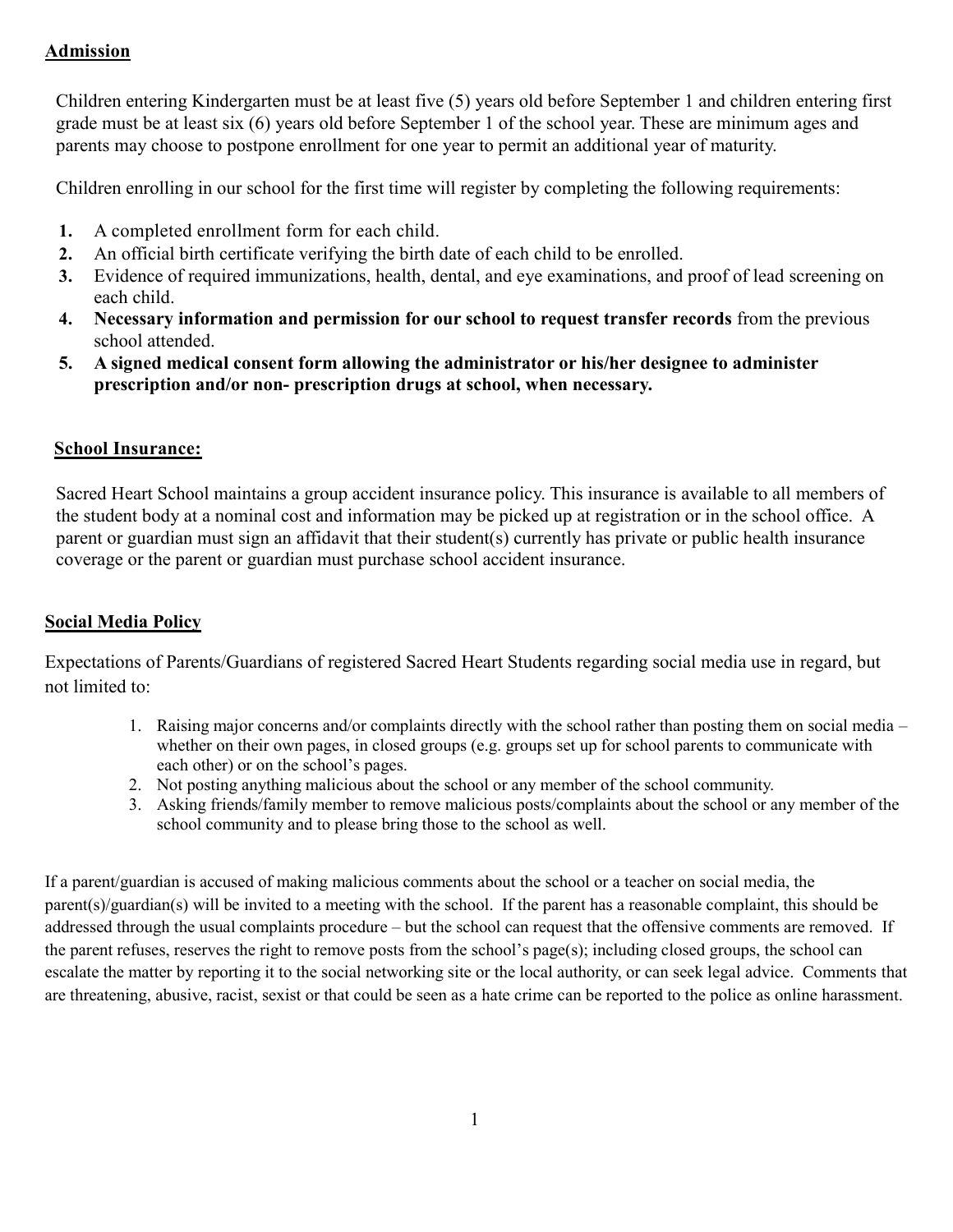## Admission

Children entering Kindergarten must be at least five (5) years old before September 1 and children entering first grade must be at least six (6) years old before September 1 of the school year. These are minimum ages and parents may choose to postpone enrollment for one year to permit an additional year of maturity.

Children enrolling in our school for the first time will register by completing the following requirements:

1. A completed enrollment form for each child.
2. An official birth certificate verifying the birth date of each child to be enrolled.
3. Evidence of required immunizations, health, dental, and eye examinations, and proof of lead screening on each child.
4. **Necessary information and permission for our school to request transfer records** from the previous school attended.
5. **A signed medical consent form allowing the administrator or his/her designee to administer prescription and/or non- prescription drugs at school, when necessary.**

## School Insurance:

Sacred Heart School maintains a group accident insurance policy. This insurance is available to all members of the student body at a nominal cost and information may be picked up at registration or in the school office. A parent or guardian must sign an affidavit that their student(s) currently has private or public health insurance coverage or the parent or guardian must purchase school accident insurance.

## Social Media Policy

Expectations of Parents/Guardians of registered Sacred Heart Students regarding social media use in regard, but not limited to:

1. Raising major concerns and/or complaints directly with the school rather than posting them on social media – whether on their own pages, in closed groups (e.g. groups set up for school parents to communicate with each other) or on the school's pages.
2. Not posting anything malicious about the school or any member of the school community.
3. Asking friends/family member to remove malicious posts/complaints about the school or any member of the school community and to please bring those to the school as well.

If a parent/guardian is accused of making malicious comments about the school or a teacher on social media, the parent(s)/guardian(s) will be invited to a meeting with the school. If the parent has a reasonable complaint, this should be addressed through the usual complaints procedure – but the school can request that the offensive comments are removed. If the parent refuses, reserves the right to remove posts from the school's page(s); including closed groups, the school can escalate the matter by reporting it to the social networking site or the local authority, or can seek legal advice. Comments that are threatening, abusive, racist, sexist or that could be seen as a hate crime can be reported to the police as online harassment.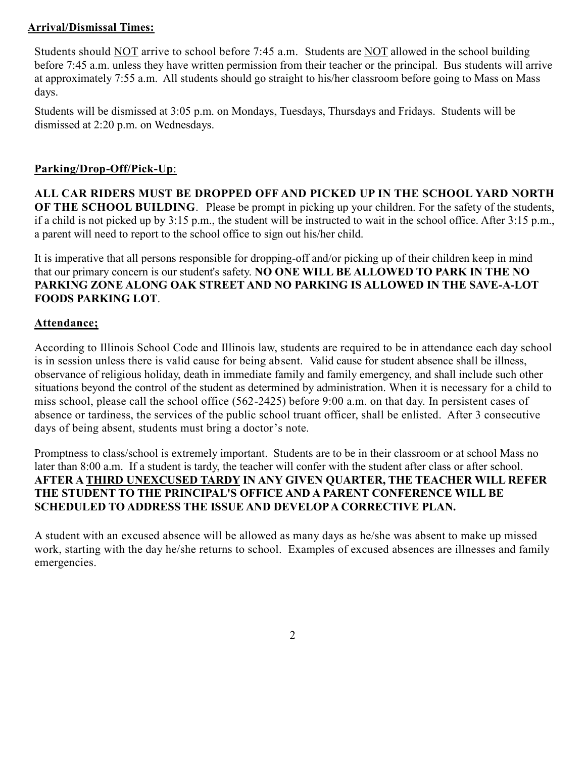**Arrival/Dismissal Times:**

Students should <u>NOT</u> arrive to school before 7:45 a.m. Students are <u>NOT</u> allowed in the school building before 7:45 a.m. unless they have written permission from their teacher or the principal. Bus students will arrive at approximately 7:55 a.m. All students should go straight to his/her classroom before going to Mass on Mass days.

Students will be dismissed at 3:05 p.m. on Mondays, Tuesdays, Thursdays and Fridays. Students will be dismissed at 2:20 p.m. on Wednesdays.

**Parking/Drop-Off/Pick-Up**:

**ALL CAR RIDERS MUST BE DROPPED OFF AND PICKED UP IN THE SCHOOL YARD NORTH OF THE SCHOOL BUILDING**. Please be prompt in picking up your children. For the safety of the students, if a child is not picked up by 3:15 p.m., the student will be instructed to wait in the school office. After 3:15 p.m., a parent will need to report to the school office to sign out his/her child.

It is imperative that all persons responsible for dropping-off and/or picking up of their children keep in mind that our primary concern is our student's safety. **NO ONE WILL BE ALLOWED TO PARK IN THE NO PARKING ZONE ALONG OAK STREET AND NO PARKING IS ALLOWED IN THE SAVE-A-LOT FOODS PARKING LOT**.

**Attendance;**

According to Illinois School Code and Illinois law, students are required to be in attendance each day school is in session unless there is valid cause for being absent. Valid cause for student absence shall be illness, observance of religious holiday, death in immediate family and family emergency, and shall include such other situations beyond the control of the student as determined by administration. When it is necessary for a child to miss school, please call the school office (562-2425) before 9:00 a.m. on that day. In persistent cases of absence or tardiness, the services of the public school truant officer, shall be enlisted. After 3 consecutive days of being absent, students must bring a doctor's note.

Promptness to class/school is extremely important. Students are to be in their classroom or at school Mass no later than 8:00 a.m. If a student is tardy, the teacher will confer with the student after class or after school. **AFTER A <u>THIRD UNEXCUSED TARDY</u> IN ANY GIVEN QUARTER, THE TEACHER WILL REFER THE STUDENT TO THE PRINCIPAL'S OFFICE AND A PARENT CONFERENCE WILL BE SCHEDULED TO ADDRESS THE ISSUE AND DEVELOP A CORRECTIVE PLAN.**

A student with an excused absence will be allowed as many days as he/she was absent to make up missed work, starting with the day he/she returns to school. Examples of excused absences are illnesses and family emergencies.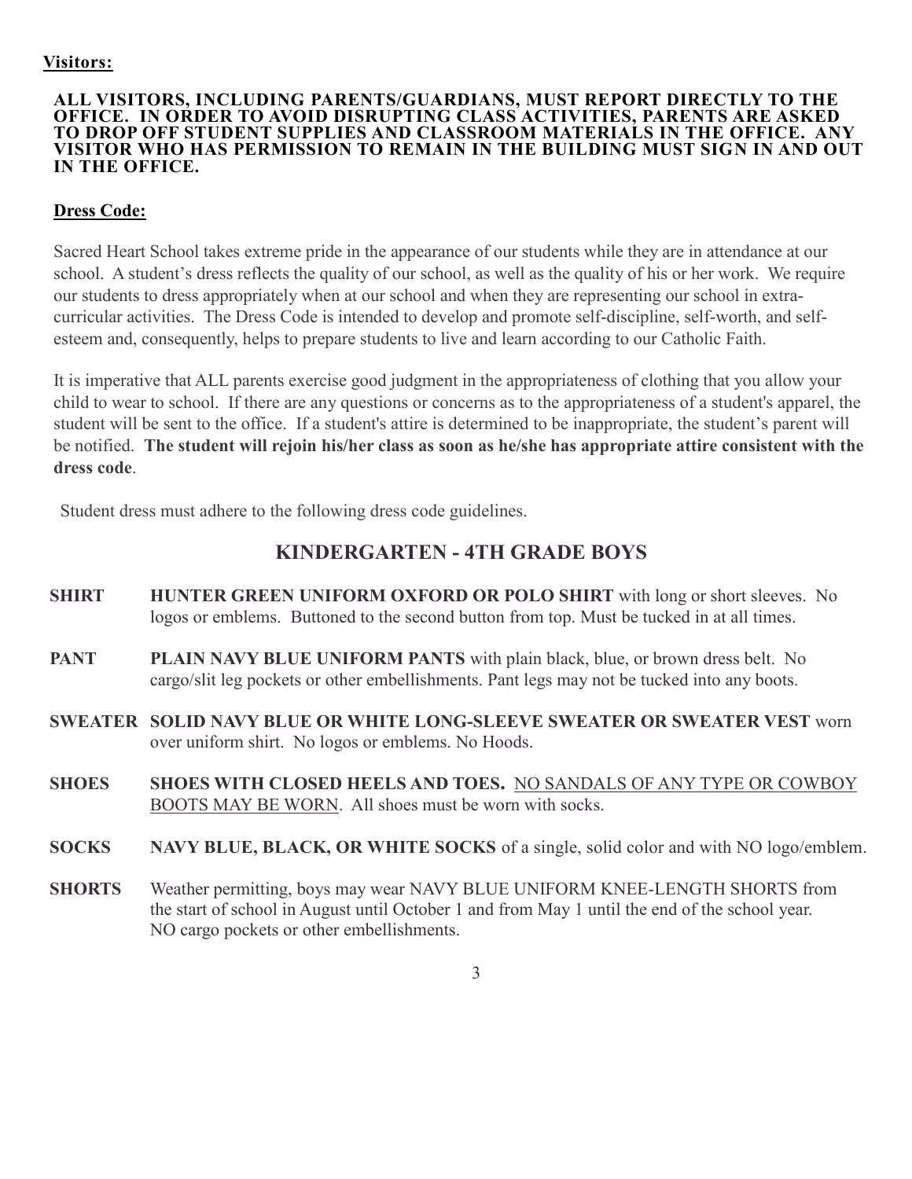**Visitors:**

**ALL VISITORS, INCLUDING PARENTS/GUARDIANS, MUST REPORT DIRECTLY TO THE OFFICE. IN ORDER TO AVOID DISRUPTING CLASS ACTIVITIES, PARENTS ARE ASKED TO DROP OFF STUDENT SUPPLIES AND CLASSROOM MATERIALS IN THE OFFICE. ANY VISITOR WHO HAS PERMISSION TO REMAIN IN THE BUILDING MUST SIGN IN AND OUT IN THE OFFICE.**

**Dress Code:**

Sacred Heart School takes extreme pride in the appearance of our students while they are in attendance at our school. A student's dress reflects the quality of our school, as well as the quality of his or her work. We require our students to dress appropriately when at our school and when they are representing our school in extra-curricular activities. The Dress Code is intended to develop and promote self-discipline, self-worth, and self-esteem and, consequently, helps to prepare students to live and learn according to our Catholic Faith.

It is imperative that ALL parents exercise good judgment in the appropriateness of clothing that you allow your child to wear to school. If there are any questions or concerns as to the appropriateness of a student's apparel, the student will be sent to the office. If a student's attire is determined to be inappropriate, the student's parent will be notified. **The student will rejoin his/her class as soon as he/she has appropriate attire consistent with the dress code**.

Student dress must adhere to the following dress code guidelines.

## KINDERGARTEN - 4TH GRADE BOYS

**SHIRT** **HUNTER GREEN UNIFORM OXFORD OR POLO SHIRT** with long or short sleeves. No logos or emblems. Buttoned to the second button from top. Must be tucked in at all times.

**PANT** **PLAIN NAVY BLUE UNIFORM PANTS** with plain black, blue, or brown dress belt. No cargo/slit leg pockets or other embellishments. Pant legs may not be tucked into any boots.

**SWEATER** **SOLID NAVY BLUE OR WHITE LONG-SLEEVE SWEATER OR SWEATER VEST** worn over uniform shirt. No logos or emblems. No Hoods.

**SHOES** **SHOES WITH CLOSED HEELS AND TOES.** NO SANDALS OF ANY TYPE OR COWBOY BOOTS MAY BE WORN. All shoes must be worn with socks.

**SOCKS** **NAVY BLUE, BLACK, OR WHITE SOCKS** of a single, solid color and with NO logo/emblem.

**SHORTS** Weather permitting, boys may wear NAVY BLUE UNIFORM KNEE-LENGTH SHORTS from the start of school in August until October 1 and from May 1 until the end of the school year. NO cargo pockets or other embellishments.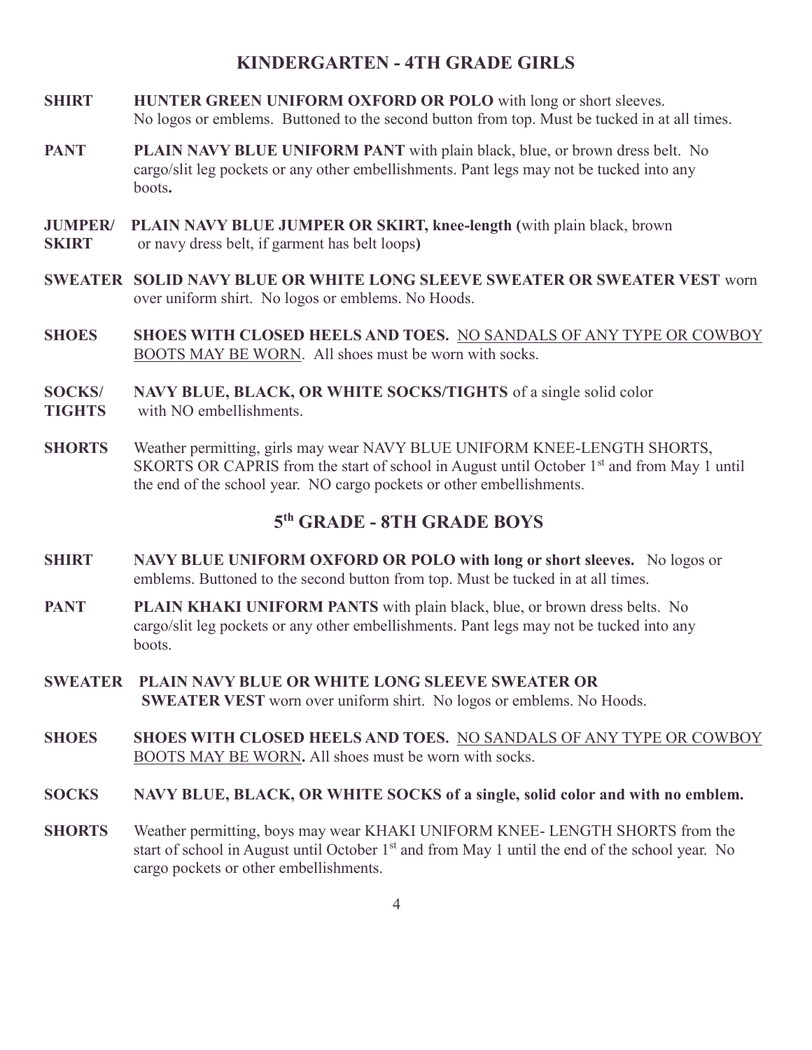## KINDERGARTEN - 4TH GRADE GIRLS

**SHIRT** **HUNTER GREEN UNIFORM OXFORD OR POLO** with long or short sleeves. No logos or emblems. Buttoned to the second button from top. Must be tucked in at all times.

**PANT** **PLAIN NAVY BLUE UNIFORM PANT** with plain black, blue, or brown dress belt. No cargo/slit leg pockets or any other embellishments. Pant legs may not be tucked into any boots**.**

**JUMPER/ SKIRT** **PLAIN NAVY BLUE JUMPER OR SKIRT, knee-length (**with plain black, brown or navy dress belt, if garment has belt loops**)**

**SWEATER** **SOLID NAVY BLUE OR WHITE LONG SLEEVE SWEATER OR SWEATER VEST** worn over uniform shirt. No logos or emblems. No Hoods.

**SHOES** **SHOES WITH CLOSED HEELS AND TOES.** NO SANDALS OF ANY TYPE OR COWBOY BOOTS MAY BE WORN. All shoes must be worn with socks.

**SOCKS/ TIGHTS** **NAVY BLUE, BLACK, OR WHITE SOCKS/TIGHTS** of a single solid color with NO embellishments.

**SHORTS** Weather permitting, girls may wear NAVY BLUE UNIFORM KNEE-LENGTH SHORTS, SKORTS OR CAPRIS from the start of school in August until October 1st and from May 1 until the end of the school year. NO cargo pockets or other embellishments.

## 5th GRADE - 8TH GRADE BOYS

**SHIRT** **NAVY BLUE UNIFORM OXFORD OR POLO with long or short sleeves.** No logos or emblems. Buttoned to the second button from top. Must be tucked in at all times.

**PANT** **PLAIN KHAKI UNIFORM PANTS** with plain black, blue, or brown dress belts. No cargo/slit leg pockets or any other embellishments. Pant legs may not be tucked into any boots.

**SWEATER** **PLAIN NAVY BLUE OR WHITE LONG SLEEVE SWEATER OR SWEATER VEST** worn over uniform shirt. No logos or emblems. No Hoods.

**SHOES** **SHOES WITH CLOSED HEELS AND TOES.** NO SANDALS OF ANY TYPE OR COWBOY BOOTS MAY BE WORN**.** All shoes must be worn with socks.

**SOCKS** **NAVY BLUE, BLACK, OR WHITE SOCKS of a single, solid color and with no emblem.**

**SHORTS** Weather permitting, boys may wear KHAKI UNIFORM KNEE- LENGTH SHORTS from the start of school in August until October 1st and from May 1 until the end of the school year. No cargo pockets or other embellishments.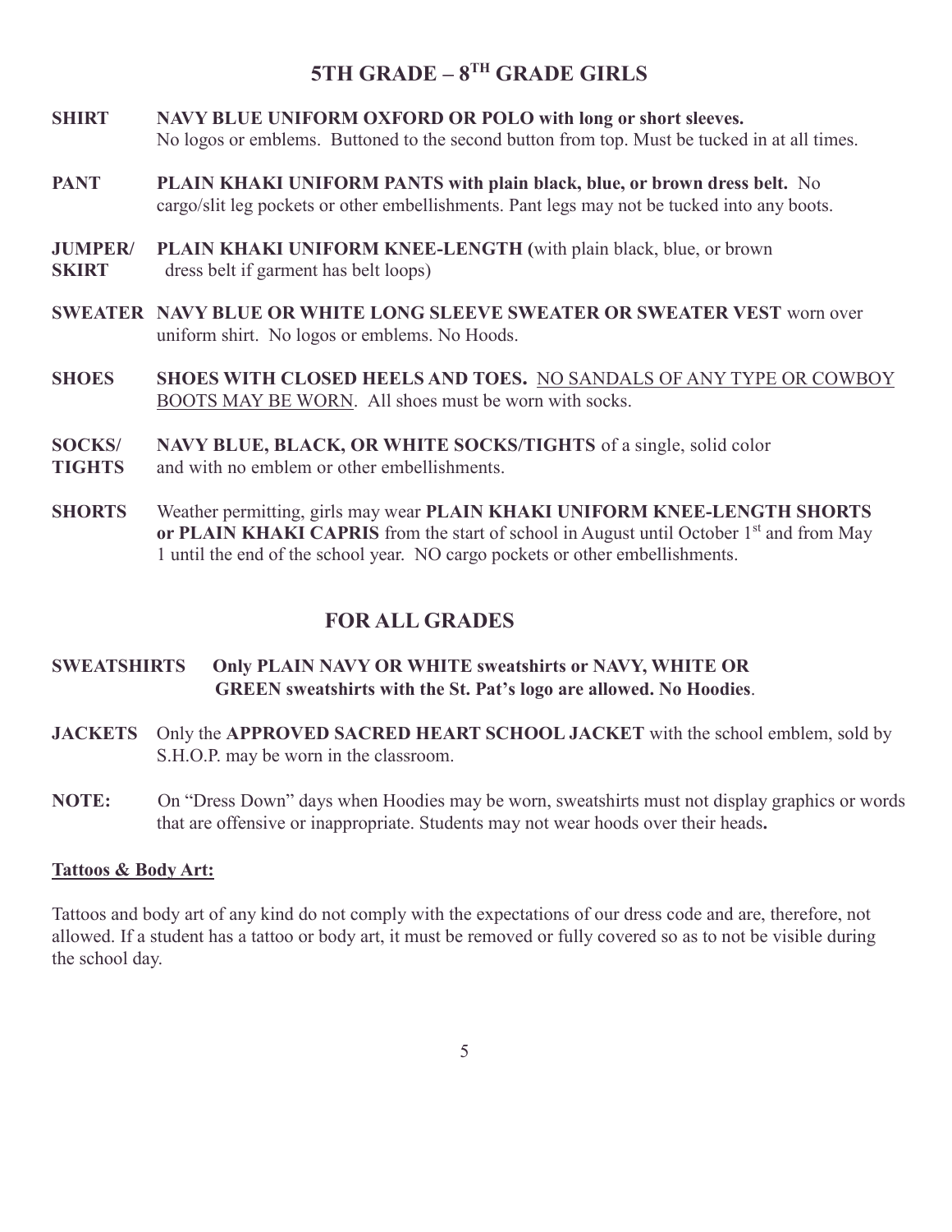## 5TH GRADE – 8TH GRADE GIRLS

**SHIRT** **NAVY BLUE UNIFORM OXFORD OR POLO with long or short sleeves.** No logos or emblems. Buttoned to the second button from top. Must be tucked in at all times.

**PANT** **PLAIN KHAKI UNIFORM PANTS with plain black, blue, or brown dress belt.** No cargo/slit leg pockets or other embellishments. Pant legs may not be tucked into any boots.

**JUMPER/ SKIRT** **PLAIN KHAKI UNIFORM KNEE-LENGTH (**with plain black, blue, or brown dress belt if garment has belt loops)

**SWEATER** **NAVY BLUE OR WHITE LONG SLEEVE SWEATER OR SWEATER VEST** worn over uniform shirt. No logos or emblems. No Hoods.

**SHOES** **SHOES WITH CLOSED HEELS AND TOES.** NO SANDALS OF ANY TYPE OR COWBOY BOOTS MAY BE WORN. All shoes must be worn with socks.

**SOCKS/ TIGHTS** **NAVY BLUE, BLACK, OR WHITE SOCKS/TIGHTS** of a single, solid color and with no emblem or other embellishments.

**SHORTS** Weather permitting, girls may wear **PLAIN KHAKI UNIFORM KNEE-LENGTH SHORTS or PLAIN KHAKI CAPRIS** from the start of school in August until October 1st and from May 1 until the end of the school year. NO cargo pockets or other embellishments.

## FOR ALL GRADES

**SWEATSHIRTS** **Only PLAIN NAVY OR WHITE sweatshirts or NAVY, WHITE OR GREEN sweatshirts with the St. Pat's logo are allowed. No Hoodies**.

**JACKETS** Only the **APPROVED SACRED HEART SCHOOL JACKET** with the school emblem, sold by S.H.O.P. may be worn in the classroom.

**NOTE:** On "Dress Down" days when Hoodies may be worn, sweatshirts must not display graphics or words that are offensive or inappropriate. Students may not wear hoods over their heads**.**

**Tattoos & Body Art:**

Tattoos and body art of any kind do not comply with the expectations of our dress code and are, therefore, not allowed. If a student has a tattoo or body art, it must be removed or fully covered so as to not be visible during the school day.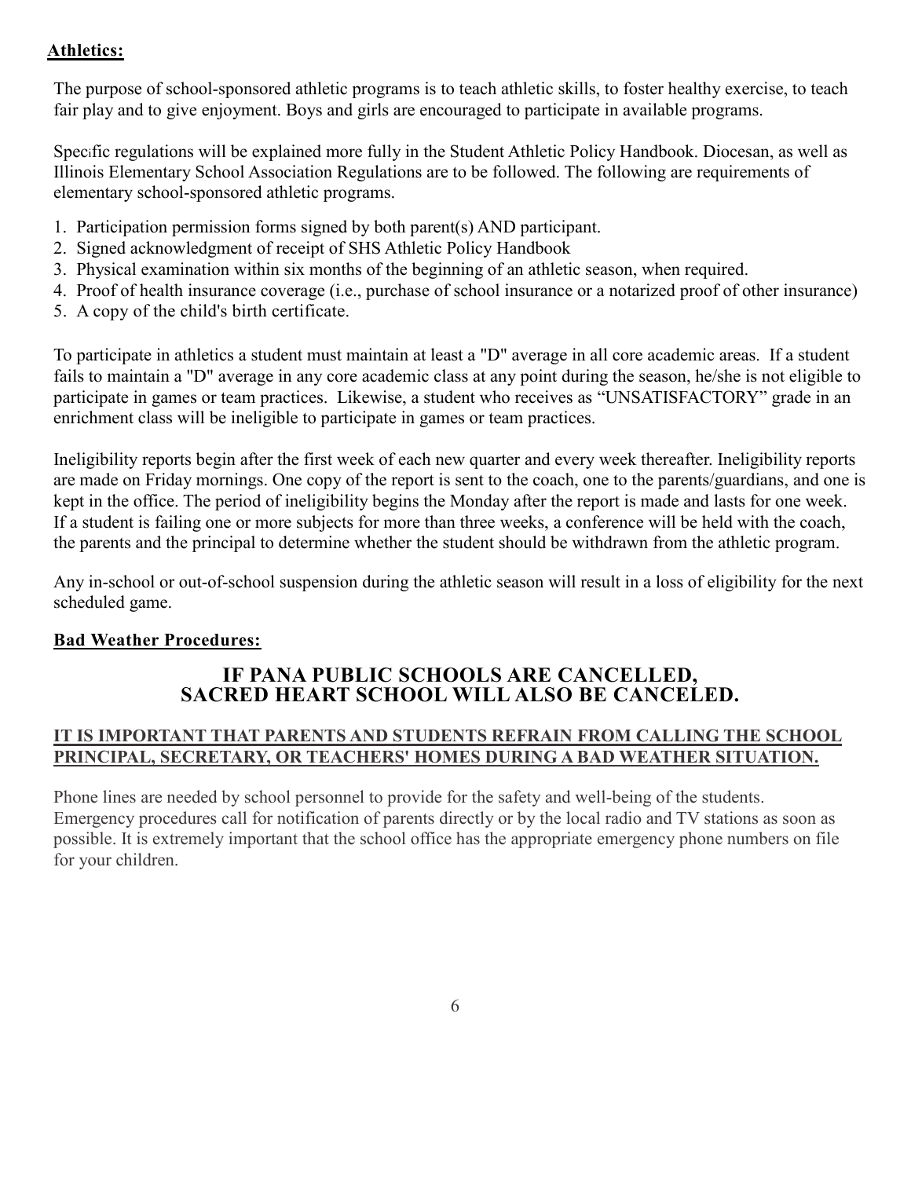## **Athletics:**

The purpose of school-sponsored athletic programs is to teach athletic skills, to foster healthy exercise, to teach fair play and to give enjoyment. Boys and girls are encouraged to participate in available programs.

Specific regulations will be explained more fully in the Student Athletic Policy Handbook. Diocesan, as well as Illinois Elementary School Association Regulations are to be followed. The following are requirements of elementary school-sponsored athletic programs.

1. Participation permission forms signed by both parent(s) AND participant.
2. Signed acknowledgment of receipt of SHS Athletic Policy Handbook
3. Physical examination within six months of the beginning of an athletic season, when required.
4. Proof of health insurance coverage (i.e., purchase of school insurance or a notarized proof of other insurance)
5. A copy of the child's birth certificate.

To participate in athletics a student must maintain at least a "D" average in all core academic areas. If a student fails to maintain a "D" average in any core academic class at any point during the season, he/she is not eligible to participate in games or team practices. Likewise, a student who receives as "UNSATISFACTORY" grade in an enrichment class will be ineligible to participate in games or team practices.

Ineligibility reports begin after the first week of each new quarter and every week thereafter. Ineligibility reports are made on Friday mornings. One copy of the report is sent to the coach, one to the parents/guardians, and one is kept in the office. The period of ineligibility begins the Monday after the report is made and lasts for one week. If a student is failing one or more subjects for more than three weeks, a conference will be held with the coach, the parents and the principal to determine whether the student should be withdrawn from the athletic program.

Any in-school or out-of-school suspension during the athletic season will result in a loss of eligibility for the next scheduled game.

## **Bad Weather Procedures:**

### **IF PANA PUBLIC SCHOOLS ARE CANCELLED, SACRED HEART SCHOOL WILL ALSO BE CANCELED.**

**IT IS IMPORTANT THAT PARENTS AND STUDENTS REFRAIN FROM CALLING THE SCHOOL PRINCIPAL, SECRETARY, OR TEACHERS' HOMES DURING A BAD WEATHER SITUATION.**

Phone lines are needed by school personnel to provide for the safety and well-being of the students. Emergency procedures call for notification of parents directly or by the local radio and TV stations as soon as possible. It is extremely important that the school office has the appropriate emergency phone numbers on file for your children.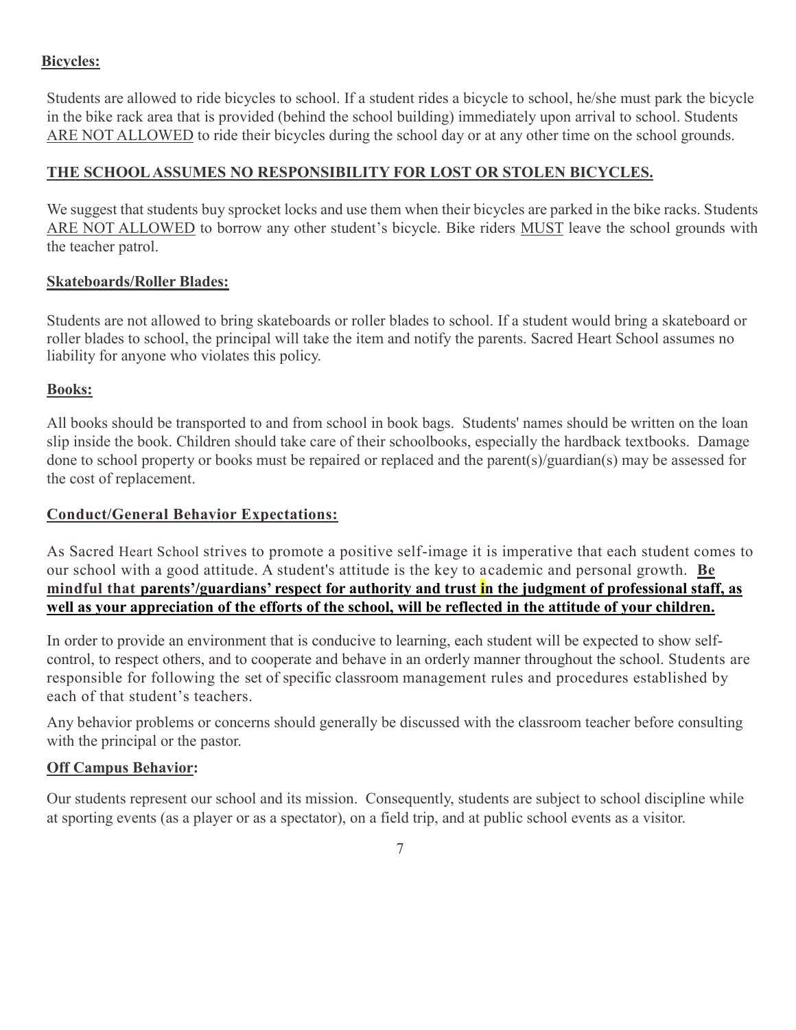**Bicycles:**

Students are allowed to ride bicycles to school. If a student rides a bicycle to school, he/she must park the bicycle in the bike rack area that is provided (behind the school building) immediately upon arrival to school. Students ARE NOT ALLOWED to ride their bicycles during the school day or at any other time on the school grounds.

**THE SCHOOL ASSUMES NO RESPONSIBILITY FOR LOST OR STOLEN BICYCLES.**

We suggest that students buy sprocket locks and use them when their bicycles are parked in the bike racks. Students ARE NOT ALLOWED to borrow any other student's bicycle. Bike riders MUST leave the school grounds with the teacher patrol.

**Skateboards/Roller Blades:**

Students are not allowed to bring skateboards or roller blades to school. If a student would bring a skateboard or roller blades to school, the principal will take the item and notify the parents. Sacred Heart School assumes no liability for anyone who violates this policy.

**Books:**

All books should be transported to and from school in book bags. Students' names should be written on the loan slip inside the book. Children should take care of their schoolbooks, especially the hardback textbooks. Damage done to school property or books must be repaired or replaced and the parent(s)/guardian(s) may be assessed for the cost of replacement.

**Conduct/General Behavior Expectations:**

As Sacred Heart School strives to promote a positive self-image it is imperative that each student comes to our school with a good attitude. A student's attitude is the key to academic and personal growth. **Be mindful that parents'/guardians' respect for authority and trust in the judgment of professional staff, as well as your appreciation of the efforts of the school, will be reflected in the attitude of your children.**

In order to provide an environment that is conducive to learning, each student will be expected to show self-control, to respect others, and to cooperate and behave in an orderly manner throughout the school. Students are responsible for following the set of specific classroom management rules and procedures established by each of that student's teachers.

Any behavior problems or concerns should generally be discussed with the classroom teacher before consulting with the principal or the pastor.

**Off Campus Behavior:**

Our students represent our school and its mission. Consequently, students are subject to school discipline while at sporting events (as a player or as a spectator), on a field trip, and at public school events as a visitor.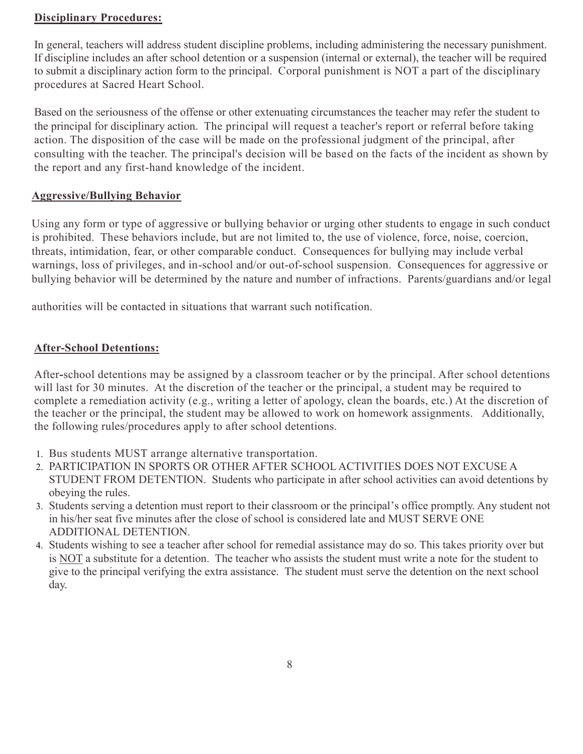**Disciplinary Procedures:**

In general, teachers will address student discipline problems, including administering the necessary punishment. If discipline includes an after school detention or a suspension (internal or external), the teacher will be required to submit a disciplinary action form to the principal. Corporal punishment is NOT a part of the disciplinary procedures at Sacred Heart School.

Based on the seriousness of the offense or other extenuating circumstances the teacher may refer the student to the principal for disciplinary action. The principal will request a teacher's report or referral before taking action. The disposition of the case will be made on the professional judgment of the principal, after consulting with the teacher. The principal's decision will be based on the facts of the incident as shown by the report and any first-hand knowledge of the incident.

**Aggressive/Bullying Behavior**

Using any form or type of aggressive or bullying behavior or urging other students to engage in such conduct is prohibited. These behaviors include, but are not limited to, the use of violence, force, noise, coercion, threats, intimidation, fear, or other comparable conduct. Consequences for bullying may include verbal warnings, loss of privileges, and in-school and/or out-of-school suspension. Consequences for aggressive or bullying behavior will be determined by the nature and number of infractions. Parents/guardians and/or legal authorities will be contacted in situations that warrant such notification.

**After-School Detentions:**

After-school detentions may be assigned by a classroom teacher or by the principal. After school detentions will last for 30 minutes. At the discretion of the teacher or the principal, a student may be required to complete a remediation activity (e.g., writing a letter of apology, clean the boards, etc.) At the discretion of the teacher or the principal, the student may be allowed to work on homework assignments. Additionally, the following rules/procedures apply to after school detentions.

1. Bus students MUST arrange alternative transportation.
2. PARTICIPATION IN SPORTS OR OTHER AFTER SCHOOL ACTIVITIES DOES NOT EXCUSE A STUDENT FROM DETENTION. Students who participate in after school activities can avoid detentions by obeying the rules.
3. Students serving a detention must report to their classroom or the principal's office promptly. Any student not in his/her seat five minutes after the close of school is considered late and MUST SERVE ONE ADDITIONAL DETENTION.
4. Students wishing to see a teacher after school for remedial assistance may do so. This takes priority over but is NOT a substitute for a detention. The teacher who assists the student must write a note for the student to give to the principal verifying the extra assistance. The student must serve the detention on the next school day.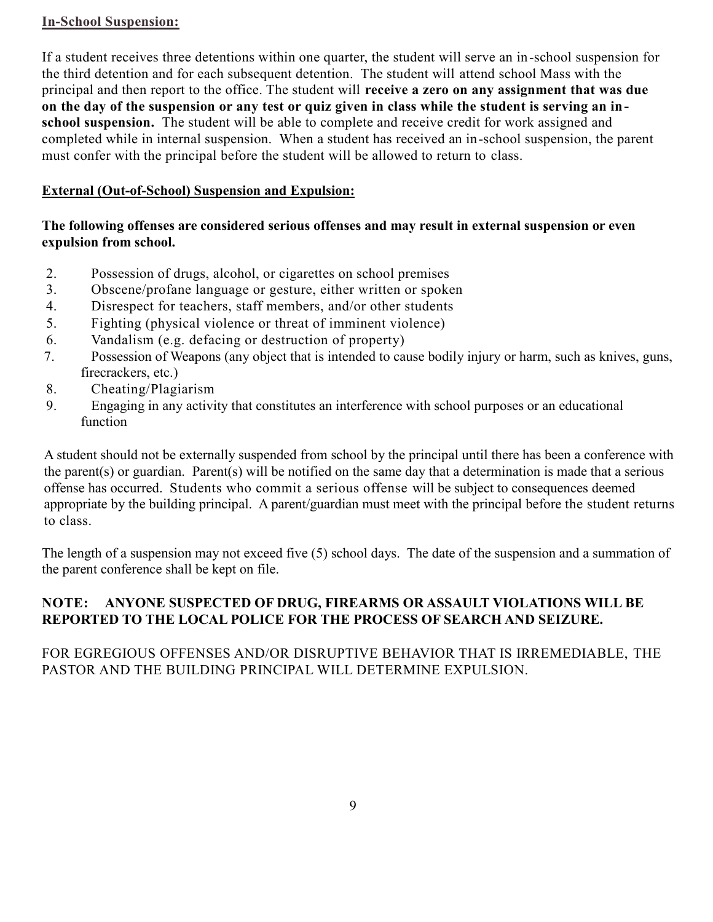**In-School Suspension:**

If a student receives three detentions within one quarter, the student will serve an in-school suspension for the third detention and for each subsequent detention. The student will attend school Mass with the principal and then report to the office. The student will **receive a zero on any assignment that was due on the day of the suspension or any test or quiz given in class while the student is serving an in-school suspension.** The student will be able to complete and receive credit for work assigned and completed while in internal suspension. When a student has received an in-school suspension, the parent must confer with the principal before the student will be allowed to return to class.

**External (Out-of-School) Suspension and Expulsion:**

**The following offenses are considered serious offenses and may result in external suspension or even expulsion from school.**

2. Possession of drugs, alcohol, or cigarettes on school premises
3. Obscene/profane language or gesture, either written or spoken
4. Disrespect for teachers, staff members, and/or other students
5. Fighting (physical violence or threat of imminent violence)
6. Vandalism (e.g. defacing or destruction of property)
7. Possession of Weapons (any object that is intended to cause bodily injury or harm, such as knives, guns, firecrackers, etc.)
8. Cheating/Plagiarism
9. Engaging in any activity that constitutes an interference with school purposes or an educational function

A student should not be externally suspended from school by the principal until there has been a conference with the parent(s) or guardian. Parent(s) will be notified on the same day that a determination is made that a serious offense has occurred. Students who commit a serious offense will be subject to consequences deemed appropriate by the building principal. A parent/guardian must meet with the principal before the student returns to class.

The length of a suspension may not exceed five (5) school days. The date of the suspension and a summation of the parent conference shall be kept on file.

**NOTE: ANYONE SUSPECTED OF DRUG, FIREARMS OR ASSAULT VIOLATIONS WILL BE REPORTED TO THE LOCAL POLICE FOR THE PROCESS OF SEARCH AND SEIZURE.**

FOR EGREGIOUS OFFENSES AND/OR DISRUPTIVE BEHAVIOR THAT IS IRREMEDIABLE, THE PASTOR AND THE BUILDING PRINCIPAL WILL DETERMINE EXPULSION.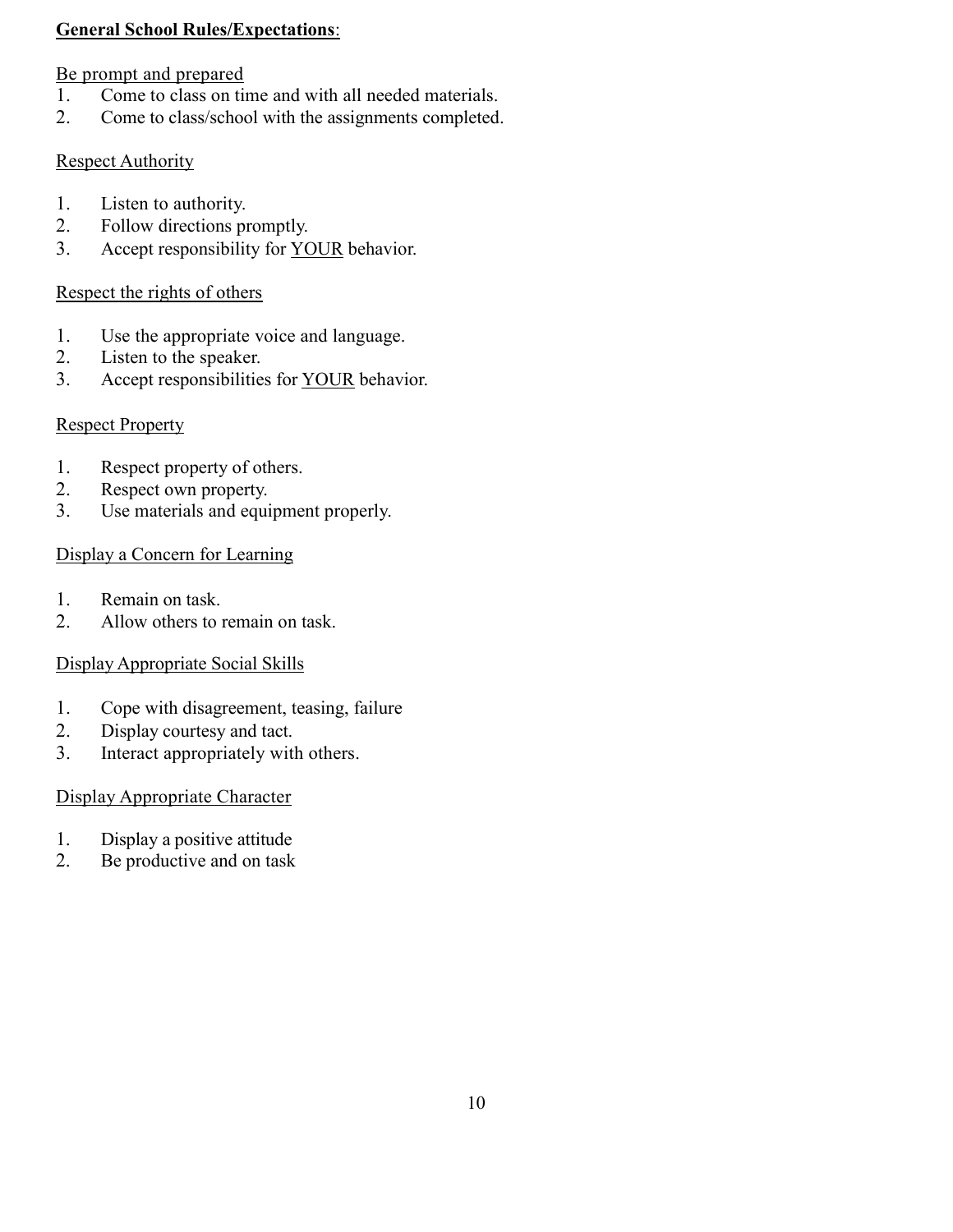## **General School Rules/Expectations**:

Be prompt and prepared

1. Come to class on time and with all needed materials.
2. Come to class/school with the assignments completed.

Respect Authority

1. Listen to authority.
2. Follow directions promptly.
3. Accept responsibility for YOUR behavior.

Respect the rights of others

1. Use the appropriate voice and language.
2. Listen to the speaker.
3. Accept responsibilities for YOUR behavior.

Respect Property

1. Respect property of others.
2. Respect own property.
3. Use materials and equipment properly.

Display a Concern for Learning

1. Remain on task.
2. Allow others to remain on task.

Display Appropriate Social Skills

1. Cope with disagreement, teasing, failure
2. Display courtesy and tact.
3. Interact appropriately with others.

Display Appropriate Character

1. Display a positive attitude
2. Be productive and on task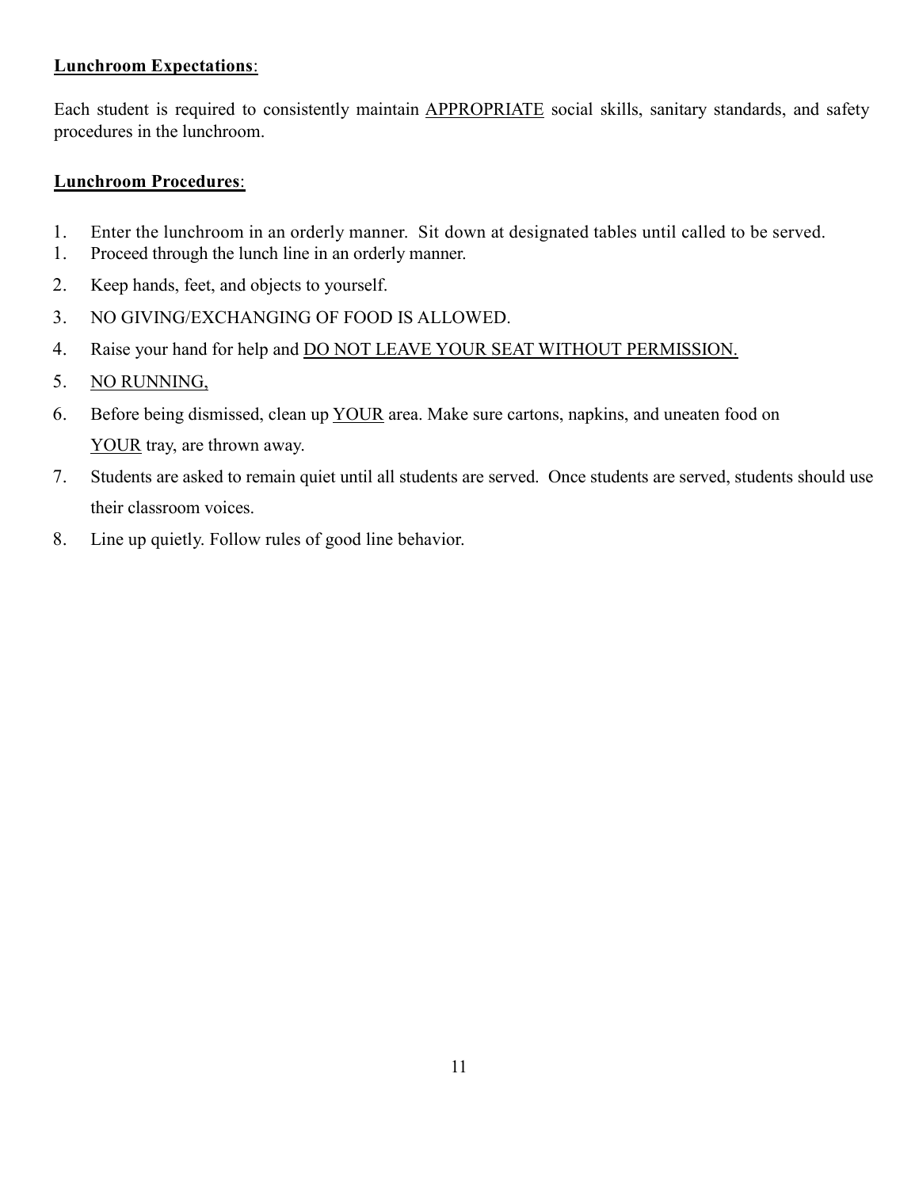**Lunchroom Expectations**:

Each student is required to consistently maintain APPROPRIATE social skills, sanitary standards, and safety procedures in the lunchroom.

**Lunchroom Procedures**:

1. Enter the lunchroom in an orderly manner. Sit down at designated tables until called to be served.
1. Proceed through the lunch line in an orderly manner.
2. Keep hands, feet, and objects to yourself.
3. NO GIVING/EXCHANGING OF FOOD IS ALLOWED.
4. Raise your hand for help and DO NOT LEAVE YOUR SEAT WITHOUT PERMISSION.
5. NO RUNNING,
6. Before being dismissed, clean up YOUR area. Make sure cartons, napkins, and uneaten food on YOUR tray, are thrown away.
7. Students are asked to remain quiet until all students are served. Once students are served, students should use their classroom voices.
8. Line up quietly. Follow rules of good line behavior.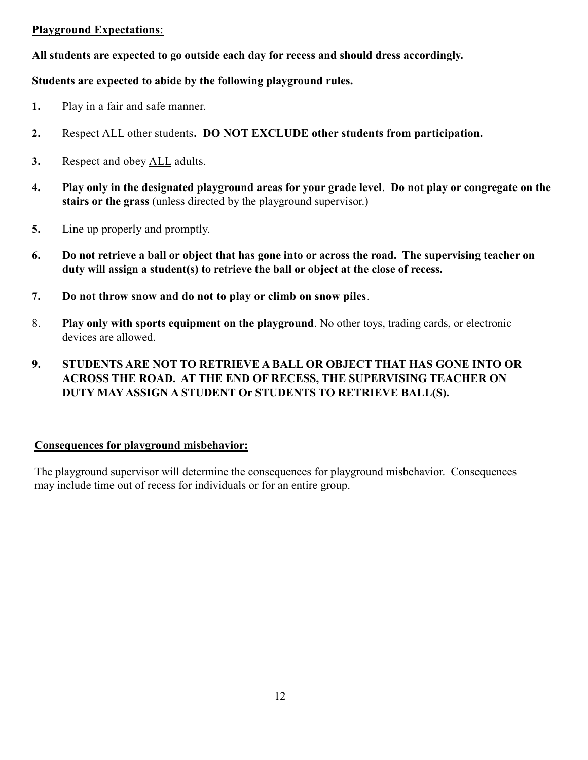**<u>Playground Expectations</u>**:

**All students are expected to go outside each day for recess and should dress accordingly.**

**Students are expected to abide by the following playground rules.**

1. Play in a fair and safe manner.
2. Respect ALL other students**. DO NOT EXCLUDE other students from participation.**
3. Respect and obey <u>ALL</u> adults.
4. **Play only in the designated playground areas for your grade level**. **Do not play or congregate on the stairs or the grass** (unless directed by the playground supervisor.)
5. Line up properly and promptly.
6. **Do not retrieve a ball or object that has gone into or across the road. The supervising teacher on duty will assign a student(s) to retrieve the ball or object at the close of recess.**
7. **Do not throw snow and do not to play or climb on snow piles**.
8. **Play only with sports equipment on the playground**. No other toys, trading cards, or electronic devices are allowed.
9. **STUDENTS ARE NOT TO RETRIEVE A BALL OR OBJECT THAT HAS GONE INTO OR ACROSS THE ROAD. AT THE END OF RECESS, THE SUPERVISING TEACHER ON DUTY MAY ASSIGN A STUDENT Or STUDENTS TO RETRIEVE BALL(S).**

**<u>Consequences for playground misbehavior:</u>**

The playground supervisor will determine the consequences for playground misbehavior. Consequences may include time out of recess for individuals or for an entire group.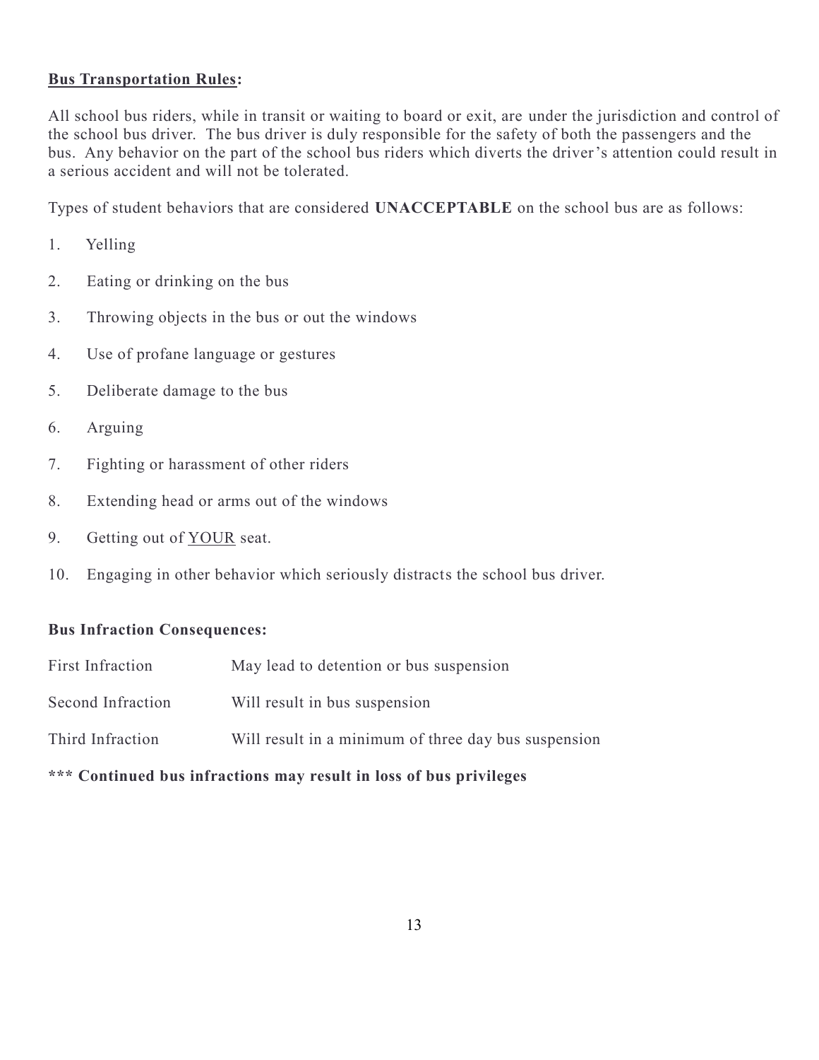**<u>Bus Transportation Rules</u>:**

All school bus riders, while in transit or waiting to board or exit, are under the jurisdiction and control of the school bus driver. The bus driver is duly responsible for the safety of both the passengers and the bus. Any behavior on the part of the school bus riders which diverts the driver's attention could result in a serious accident and will not be tolerated.

Types of student behaviors that are considered **UNACCEPTABLE** on the school bus are as follows:

1. Yelling
2. Eating or drinking on the bus
3. Throwing objects in the bus or out the windows
4. Use of profane language or gestures
5. Deliberate damage to the bus
6. Arguing
7. Fighting or harassment of other riders
8. Extending head or arms out of the windows
9. Getting out of <u>YOUR</u> seat.
10. Engaging in other behavior which seriously distracts the school bus driver.

**Bus Infraction Consequences:**

| | |
|---|---|
| First Infraction | May lead to detention or bus suspension |
| Second Infraction | Will result in bus suspension |
| Third Infraction | Will result in a minimum of three day bus suspension |

**\*\*\* Continued bus infractions may result in loss of bus privileges**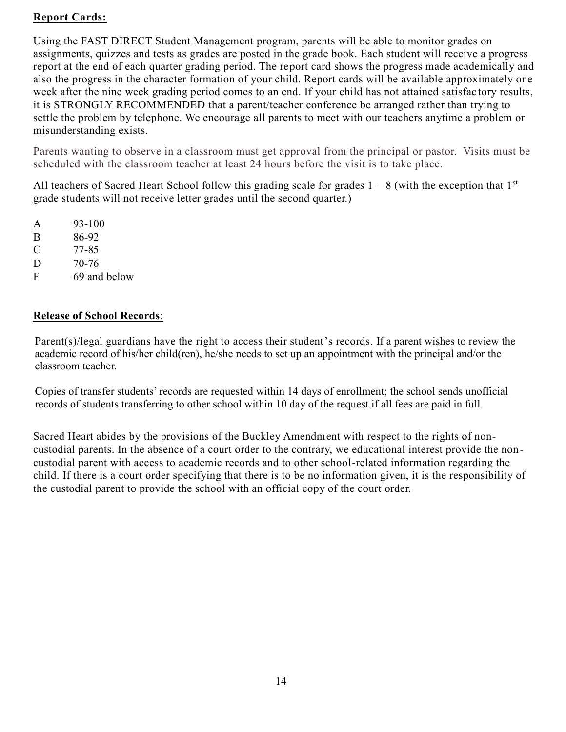**Report Cards:**

Using the FAST DIRECT Student Management program, parents will be able to monitor grades on assignments, quizzes and tests as grades are posted in the grade book. Each student will receive a progress report at the end of each quarter grading period. The report card shows the progress made academically and also the progress in the character formation of your child. Report cards will be available approximately one week after the nine week grading period comes to an end. If your child has not attained satisfactory results, it is STRONGLY RECOMMENDED that a parent/teacher conference be arranged rather than trying to settle the problem by telephone. We encourage all parents to meet with our teachers anytime a problem or misunderstanding exists.

Parents wanting to observe in a classroom must get approval from the principal or pastor. Visits must be scheduled with the classroom teacher at least 24 hours before the visit is to take place.

All teachers of Sacred Heart School follow this grading scale for grades 1 – 8 (with the exception that 1st grade students will not receive letter grades until the second quarter.)

| | |
|---|---|
| A | 93-100 |
| B | 86-92 |
| C | 77-85 |
| D | 70-76 |
| F | 69 and below |

**Release of School Records**:

Parent(s)/legal guardians have the right to access their student's records. If a parent wishes to review the academic record of his/her child(ren), he/she needs to set up an appointment with the principal and/or the classroom teacher.

Copies of transfer students' records are requested within 14 days of enrollment; the school sends unofficial records of students transferring to other school within 10 day of the request if all fees are paid in full.

Sacred Heart abides by the provisions of the Buckley Amendment with respect to the rights of non-custodial parents. In the absence of a court order to the contrary, we educational interest provide the non-custodial parent with access to academic records and to other school-related information regarding the child. If there is a court order specifying that there is to be no information given, it is the responsibility of the custodial parent to provide the school with an official copy of the court order.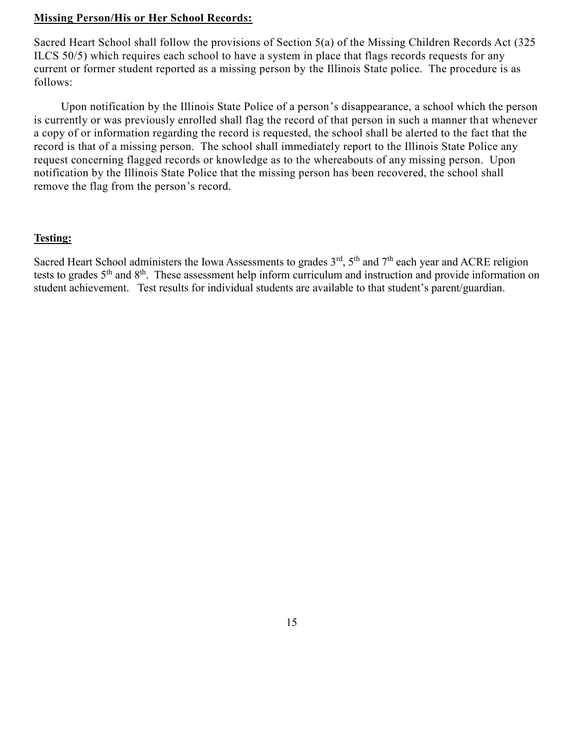**Missing Person/His or Her School Records:**

Sacred Heart School shall follow the provisions of Section 5(a) of the Missing Children Records Act (325 ILCS 50/5) which requires each school to have a system in place that flags records requests for any current or former student reported as a missing person by the Illinois State police. The procedure is as follows:

Upon notification by the Illinois State Police of a person's disappearance, a school which the person is currently or was previously enrolled shall flag the record of that person in such a manner that whenever a copy of or information regarding the record is requested, the school shall be alerted to the fact that the record is that of a missing person. The school shall immediately report to the Illinois State Police any request concerning flagged records or knowledge as to the whereabouts of any missing person. Upon notification by the Illinois State Police that the missing person has been recovered, the school shall remove the flag from the person's record.

**Testing:**

Sacred Heart School administers the Iowa Assessments to grades 3rd, 5th and 7th each year and ACRE religion tests to grades 5th and 8th. These assessment help inform curriculum and instruction and provide information on student achievement. Test results for individual students are available to that student's parent/guardian.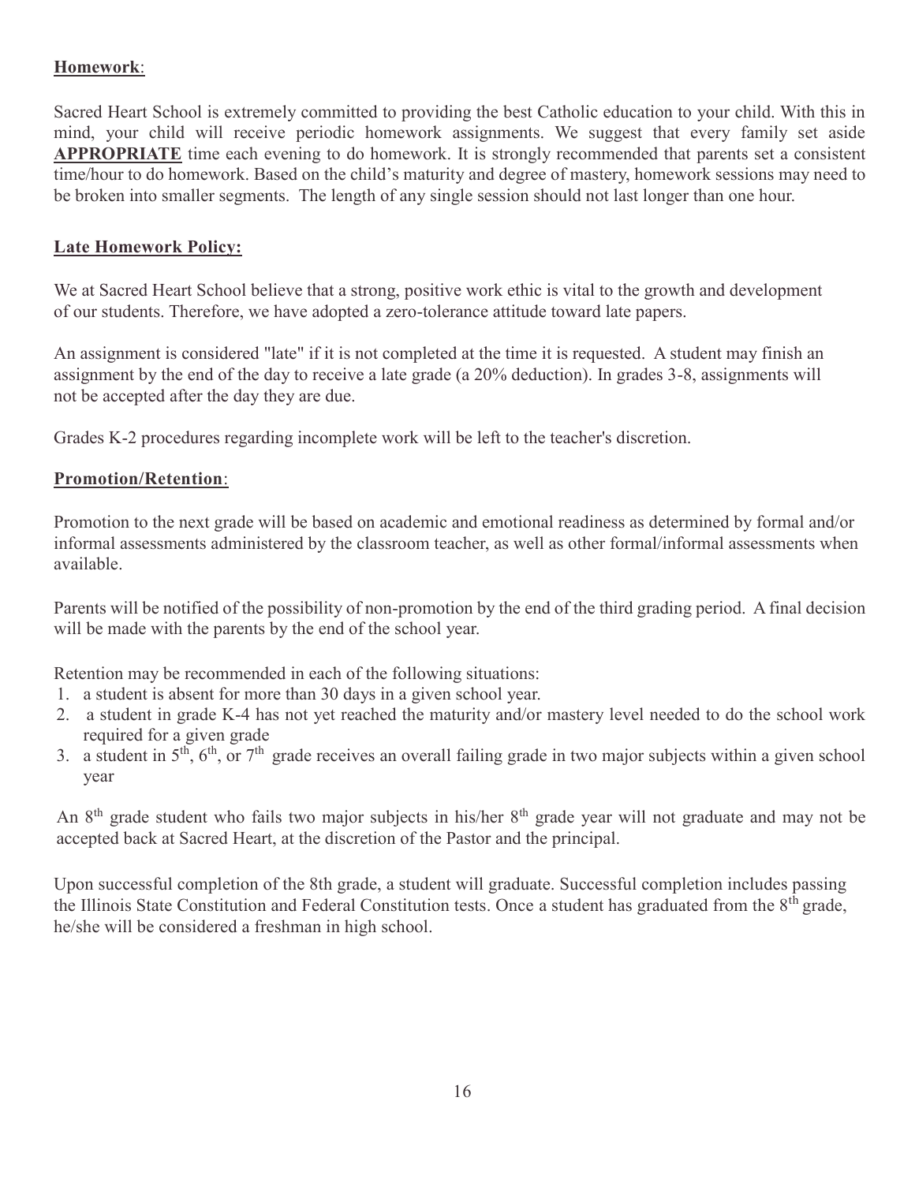**Homework**:

Sacred Heart School is extremely committed to providing the best Catholic education to your child. With this in mind, your child will receive periodic homework assignments. We suggest that every family set aside **APPROPRIATE** time each evening to do homework. It is strongly recommended that parents set a consistent time/hour to do homework. Based on the child's maturity and degree of mastery, homework sessions may need to be broken into smaller segments. The length of any single session should not last longer than one hour.

**Late Homework Policy:**

We at Sacred Heart School believe that a strong, positive work ethic is vital to the growth and development of our students. Therefore, we have adopted a zero-tolerance attitude toward late papers.

An assignment is considered "late" if it is not completed at the time it is requested. A student may finish an assignment by the end of the day to receive a late grade (a 20% deduction). In grades 3-8, assignments will not be accepted after the day they are due.

Grades K-2 procedures regarding incomplete work will be left to the teacher's discretion.

**Promotion/Retention**:

Promotion to the next grade will be based on academic and emotional readiness as determined by formal and/or informal assessments administered by the classroom teacher, as well as other formal/informal assessments when available.

Parents will be notified of the possibility of non-promotion by the end of the third grading period. A final decision will be made with the parents by the end of the school year.

Retention may be recommended in each of the following situations:

1. a student is absent for more than 30 days in a given school year.
2. a student in grade K-4 has not yet reached the maturity and/or mastery level needed to do the school work required for a given grade
3. a student in 5th, 6th, or 7th grade receives an overall failing grade in two major subjects within a given school year

An 8th grade student who fails two major subjects in his/her 8th grade year will not graduate and may not be accepted back at Sacred Heart, at the discretion of the Pastor and the principal.

Upon successful completion of the 8th grade, a student will graduate. Successful completion includes passing the Illinois State Constitution and Federal Constitution tests. Once a student has graduated from the 8th grade, he/she will be considered a freshman in high school.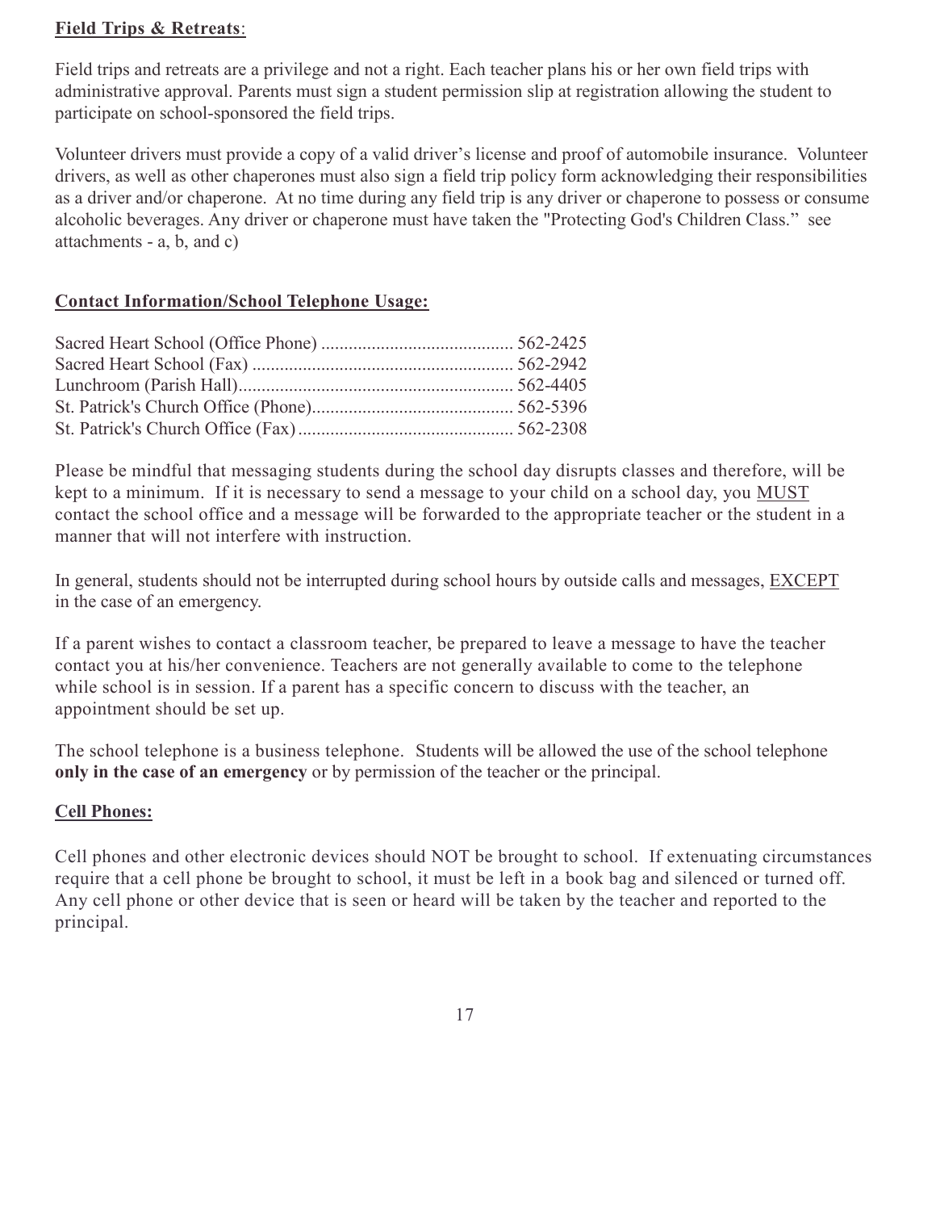**Field Trips & Retreats**:

Field trips and retreats are a privilege and not a right. Each teacher plans his or her own field trips with administrative approval. Parents must sign a student permission slip at registration allowing the student to participate on school-sponsored the field trips.

Volunteer drivers must provide a copy of a valid driver's license and proof of automobile insurance. Volunteer drivers, as well as other chaperones must also sign a field trip policy form acknowledging their responsibilities as a driver and/or chaperone. At no time during any field trip is any driver or chaperone to possess or consume alcoholic beverages. Any driver or chaperone must have taken the "Protecting God's Children Class." see attachments - a, b, and c)

**Contact Information/School Telephone Usage:**

Sacred Heart School (Office Phone) .......................................... 562-2425
Sacred Heart School (Fax) ......................................................... 562-2942
Lunchroom (Parish Hall)............................................................ 562-4405
St. Patrick's Church Office (Phone)............................................ 562-5396
St. Patrick's Church Office (Fax)............................................... 562-2308

Please be mindful that messaging students during the school day disrupts classes and therefore, will be kept to a minimum. If it is necessary to send a message to your child on a school day, you MUST contact the school office and a message will be forwarded to the appropriate teacher or the student in a manner that will not interfere with instruction.

In general, students should not be interrupted during school hours by outside calls and messages, EXCEPT in the case of an emergency.

If a parent wishes to contact a classroom teacher, be prepared to leave a message to have the teacher contact you at his/her convenience. Teachers are not generally available to come to the telephone while school is in session. If a parent has a specific concern to discuss with the teacher, an appointment should be set up.

The school telephone is a business telephone. Students will be allowed the use of the school telephone **only in the case of an emergency** or by permission of the teacher or the principal.

**Cell Phones:**

Cell phones and other electronic devices should NOT be brought to school. If extenuating circumstances require that a cell phone be brought to school, it must be left in a book bag and silenced or turned off. Any cell phone or other device that is seen or heard will be taken by the teacher and reported to the principal.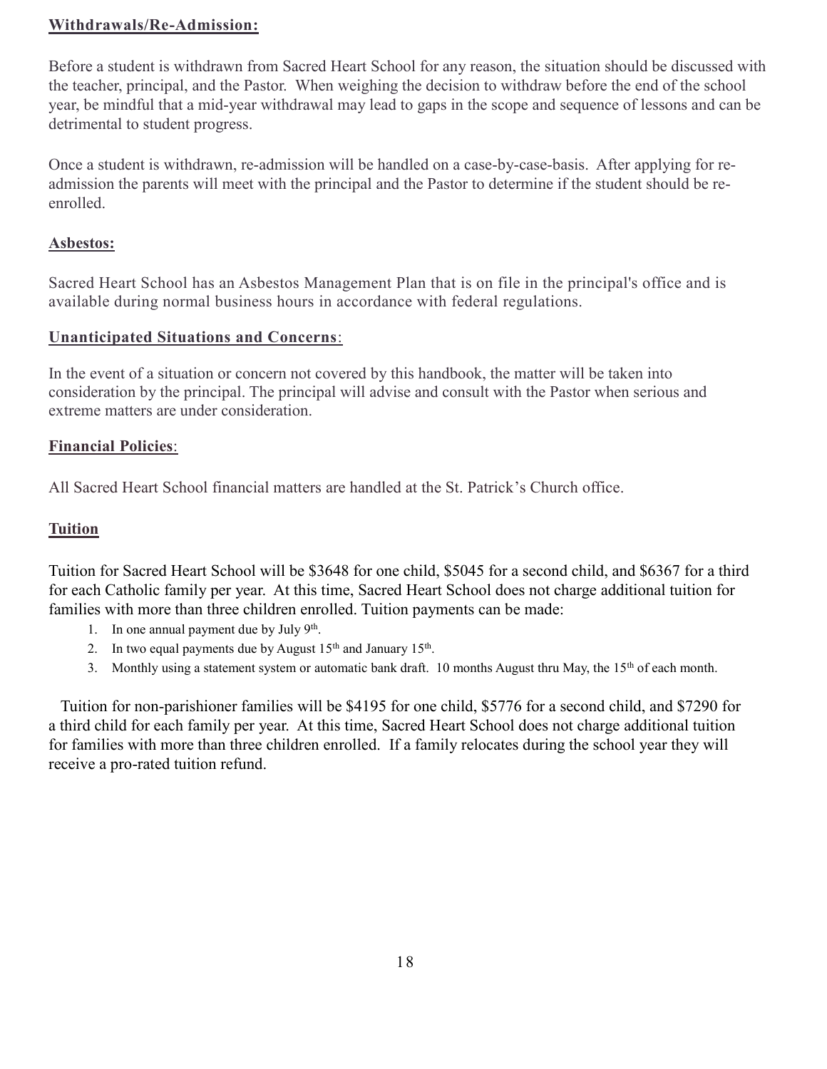**Withdrawals/Re-Admission:**

Before a student is withdrawn from Sacred Heart School for any reason, the situation should be discussed with the teacher, principal, and the Pastor. When weighing the decision to withdraw before the end of the school year, be mindful that a mid-year withdrawal may lead to gaps in the scope and sequence of lessons and can be detrimental to student progress.

Once a student is withdrawn, re-admission will be handled on a case-by-case-basis. After applying for re-admission the parents will meet with the principal and the Pastor to determine if the student should be re-enrolled.

**Asbestos:**

Sacred Heart School has an Asbestos Management Plan that is on file in the principal's office and is available during normal business hours in accordance with federal regulations.

**Unanticipated Situations and Concerns**:

In the event of a situation or concern not covered by this handbook, the matter will be taken into consideration by the principal. The principal will advise and consult with the Pastor when serious and extreme matters are under consideration.

**Financial Policies**:

All Sacred Heart School financial matters are handled at the St. Patrick's Church office.

**Tuition**

Tuition for Sacred Heart School will be $3648 for one child, $5045 for a second child, and $6367 for a third for each Catholic family per year. At this time, Sacred Heart School does not charge additional tuition for families with more than three children enrolled. Tuition payments can be made:

1. In one annual payment due by July 9th.
2. In two equal payments due by August 15th and January 15th.
3. Monthly using a statement system or automatic bank draft. 10 months August thru May, the 15th of each month.

Tuition for non-parishioner families will be $4195 for one child, $5776 for a second child, and $7290 for a third child for each family per year. At this time, Sacred Heart School does not charge additional tuition for families with more than three children enrolled. If a family relocates during the school year they will receive a pro-rated tuition refund.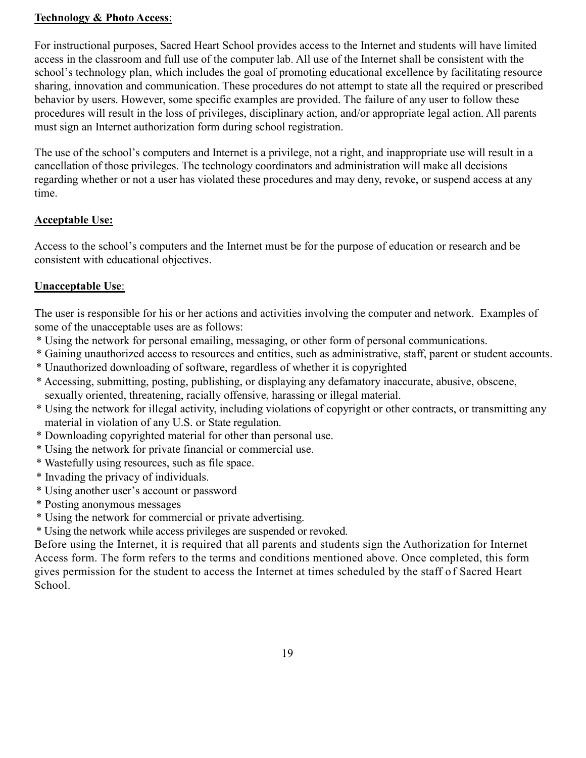**Technology & Photo Access**:

For instructional purposes, Sacred Heart School provides access to the Internet and students will have limited access in the classroom and full use of the computer lab. All use of the Internet shall be consistent with the school's technology plan, which includes the goal of promoting educational excellence by facilitating resource sharing, innovation and communication. These procedures do not attempt to state all the required or prescribed behavior by users. However, some specific examples are provided. The failure of any user to follow these procedures will result in the loss of privileges, disciplinary action, and/or appropriate legal action. All parents must sign an Internet authorization form during school registration.

The use of the school's computers and Internet is a privilege, not a right, and inappropriate use will result in a cancellation of those privileges. The technology coordinators and administration will make all decisions regarding whether or not a user has violated these procedures and may deny, revoke, or suspend access at any time.

**Acceptable Use:**

Access to the school's computers and the Internet must be for the purpose of education or research and be consistent with educational objectives.

**Unacceptable Use**:

The user is responsible for his or her actions and activities involving the computer and network. Examples of some of the unacceptable uses are as follows:

* Using the network for personal emailing, messaging, or other form of personal communications.
* Gaining unauthorized access to resources and entities, such as administrative, staff, parent or student accounts.
* Unauthorized downloading of software, regardless of whether it is copyrighted
* Accessing, submitting, posting, publishing, or displaying any defamatory inaccurate, abusive, obscene, sexually oriented, threatening, racially offensive, harassing or illegal material.
* Using the network for illegal activity, including violations of copyright or other contracts, or transmitting any material in violation of any U.S. or State regulation.
* Downloading copyrighted material for other than personal use.
* Using the network for private financial or commercial use.
* Wastefully using resources, such as file space.
* Invading the privacy of individuals.
* Using another user's account or password
* Posting anonymous messages
* Using the network for commercial or private advertising.
* Using the network while access privileges are suspended or revoked.

Before using the Internet, it is required that all parents and students sign the Authorization for Internet Access form. The form refers to the terms and conditions mentioned above. Once completed, this form gives permission for the student to access the Internet at times scheduled by the staff of Sacred Heart School.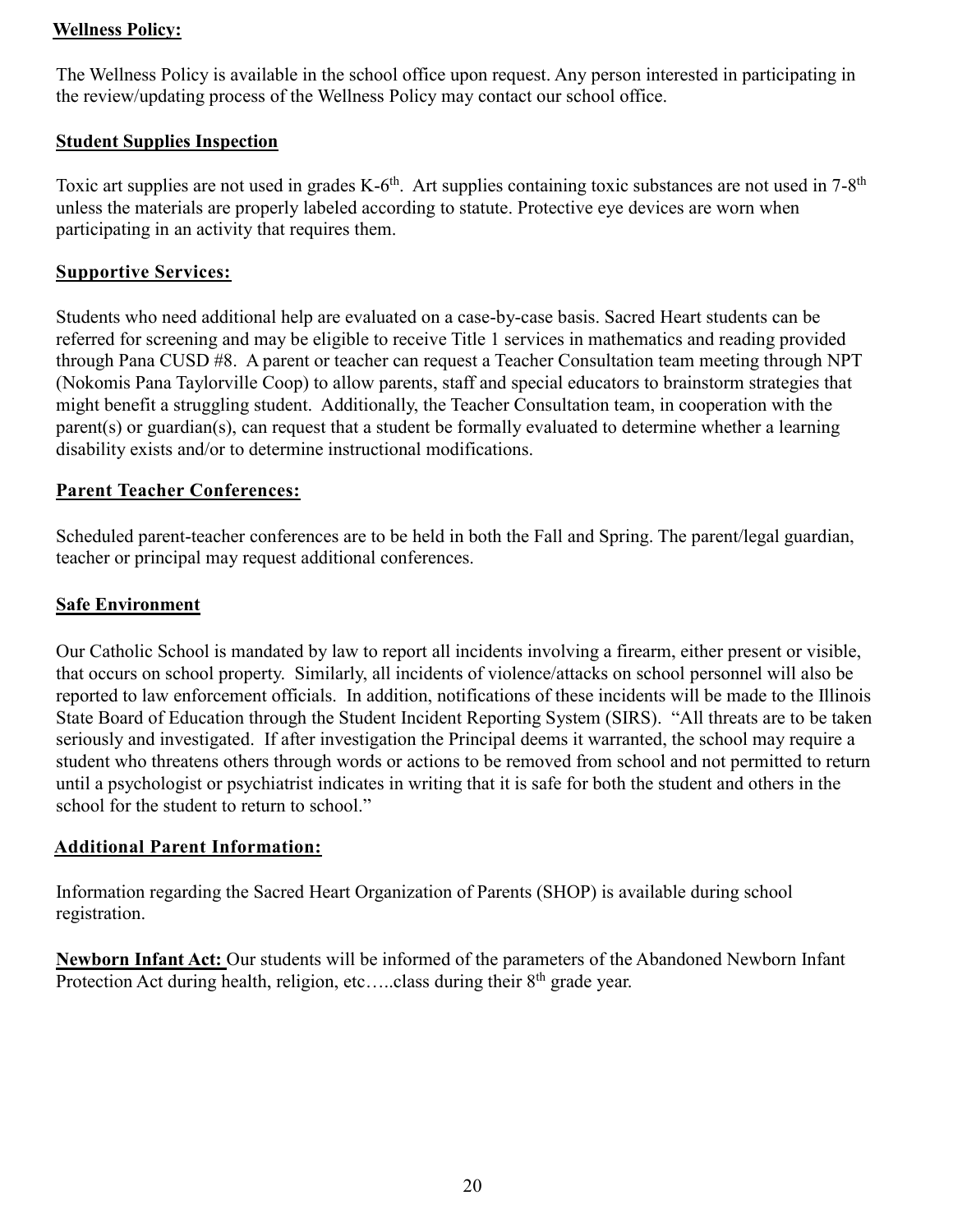## Wellness Policy:

The Wellness Policy is available in the school office upon request. Any person interested in participating in the review/updating process of the Wellness Policy may contact our school office.

## Student Supplies Inspection

Toxic art supplies are not used in grades K-6th. Art supplies containing toxic substances are not used in 7-8th unless the materials are properly labeled according to statute. Protective eye devices are worn when participating in an activity that requires them.

## Supportive Services:

Students who need additional help are evaluated on a case-by-case basis. Sacred Heart students can be referred for screening and may be eligible to receive Title 1 services in mathematics and reading provided through Pana CUSD #8. A parent or teacher can request a Teacher Consultation team meeting through NPT (Nokomis Pana Taylorville Coop) to allow parents, staff and special educators to brainstorm strategies that might benefit a struggling student. Additionally, the Teacher Consultation team, in cooperation with the parent(s) or guardian(s), can request that a student be formally evaluated to determine whether a learning disability exists and/or to determine instructional modifications.

## Parent Teacher Conferences:

Scheduled parent-teacher conferences are to be held in both the Fall and Spring. The parent/legal guardian, teacher or principal may request additional conferences.

## Safe Environment

Our Catholic School is mandated by law to report all incidents involving a firearm, either present or visible, that occurs on school property. Similarly, all incidents of violence/attacks on school personnel will also be reported to law enforcement officials. In addition, notifications of these incidents will be made to the Illinois State Board of Education through the Student Incident Reporting System (SIRS). "All threats are to be taken seriously and investigated. If after investigation the Principal deems it warranted, the school may require a student who threatens others through words or actions to be removed from school and not permitted to return until a psychologist or psychiatrist indicates in writing that it is safe for both the student and others in the school for the student to return to school."

## Additional Parent Information:

Information regarding the Sacred Heart Organization of Parents (SHOP) is available during school registration.

**Newborn Infant Act:** Our students will be informed of the parameters of the Abandoned Newborn Infant Protection Act during health, religion, etc…..class during their 8th grade year.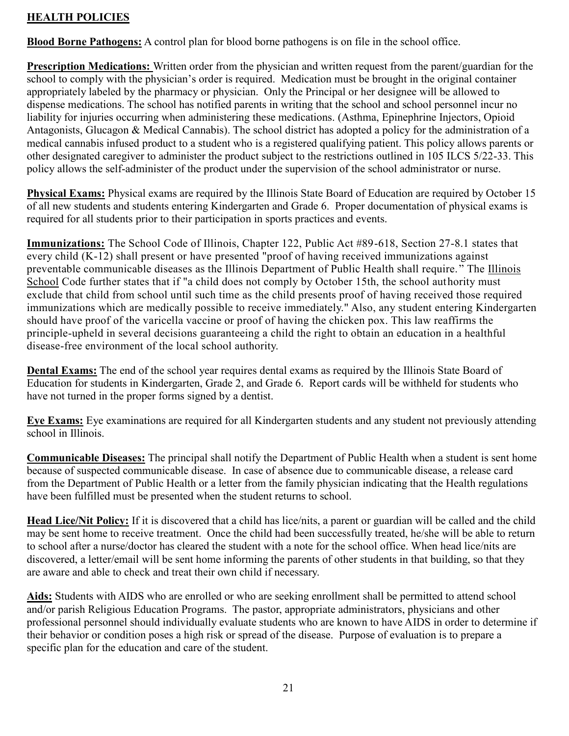## HEALTH POLICIES

**Blood Borne Pathogens:** A control plan for blood borne pathogens is on file in the school office.

**Prescription Medications:** Written order from the physician and written request from the parent/guardian for the school to comply with the physician's order is required. Medication must be brought in the original container appropriately labeled by the pharmacy or physician. Only the Principal or her designee will be allowed to dispense medications. The school has notified parents in writing that the school and school personnel incur no liability for injuries occurring when administering these medications. (Asthma, Epinephrine Injectors, Opioid Antagonists, Glucagon & Medical Cannabis). The school district has adopted a policy for the administration of a medical cannabis infused product to a student who is a registered qualifying patient. This policy allows parents or other designated caregiver to administer the product subject to the restrictions outlined in 105 ILCS 5/22-33. This policy allows the self-administer of the product under the supervision of the school administrator or nurse.

**Physical Exams:** Physical exams are required by the Illinois State Board of Education are required by October 15 of all new students and students entering Kindergarten and Grade 6. Proper documentation of physical exams is required for all students prior to their participation in sports practices and events.

**Immunizations:** The School Code of Illinois, Chapter 122, Public Act #89-618, Section 27-8.1 states that every child (K-12) shall present or have presented "proof of having received immunizations against preventable communicable diseases as the Illinois Department of Public Health shall require." The Illinois School Code further states that if "a child does not comply by October 15th, the school authority must exclude that child from school until such time as the child presents proof of having received those required immunizations which are medically possible to receive immediately." Also, any student entering Kindergarten should have proof of the varicella vaccine or proof of having the chicken pox. This law reaffirms the principle-upheld in several decisions guaranteeing a child the right to obtain an education in a healthful disease-free environment of the local school authority.

**Dental Exams:** The end of the school year requires dental exams as required by the Illinois State Board of Education for students in Kindergarten, Grade 2, and Grade 6. Report cards will be withheld for students who have not turned in the proper forms signed by a dentist.

**Eye Exams:** Eye examinations are required for all Kindergarten students and any student not previously attending school in Illinois.

**Communicable Diseases:** The principal shall notify the Department of Public Health when a student is sent home because of suspected communicable disease. In case of absence due to communicable disease, a release card from the Department of Public Health or a letter from the family physician indicating that the Health regulations have been fulfilled must be presented when the student returns to school.

**Head Lice/Nit Policy:** If it is discovered that a child has lice/nits, a parent or guardian will be called and the child may be sent home to receive treatment. Once the child had been successfully treated, he/she will be able to return to school after a nurse/doctor has cleared the student with a note for the school office. When head lice/nits are discovered, a letter/email will be sent home informing the parents of other students in that building, so that they are aware and able to check and treat their own child if necessary.

**Aids:** Students with AIDS who are enrolled or who are seeking enrollment shall be permitted to attend school and/or parish Religious Education Programs. The pastor, appropriate administrators, physicians and other professional personnel should individually evaluate students who are known to have AIDS in order to determine if their behavior or condition poses a high risk or spread of the disease. Purpose of evaluation is to prepare a specific plan for the education and care of the student.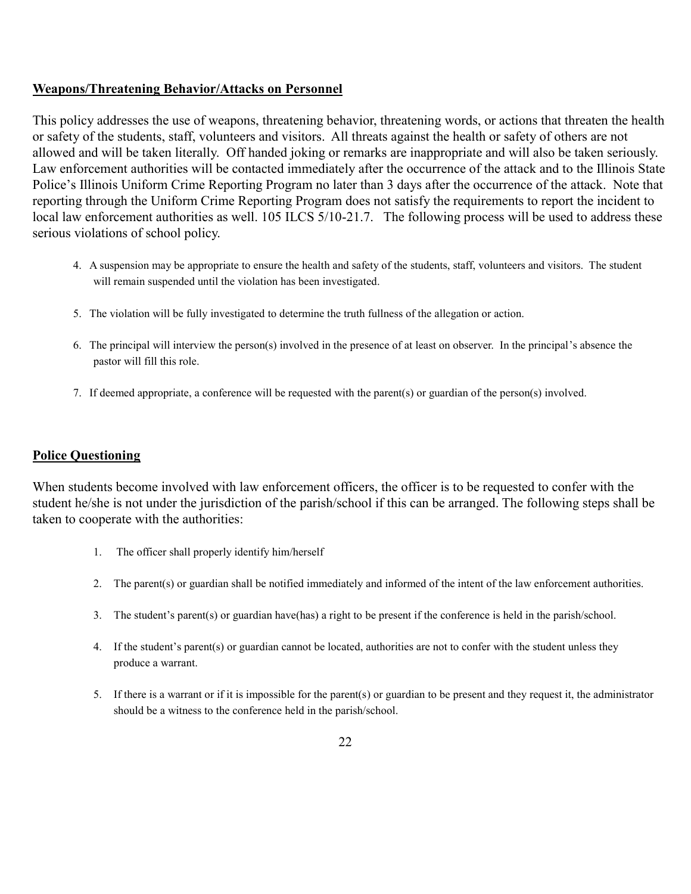**Weapons/Threatening Behavior/Attacks on Personnel**

This policy addresses the use of weapons, threatening behavior, threatening words, or actions that threaten the health or safety of the students, staff, volunteers and visitors. All threats against the health or safety of others are not allowed and will be taken literally. Off handed joking or remarks are inappropriate and will also be taken seriously. Law enforcement authorities will be contacted immediately after the occurrence of the attack and to the Illinois State Police's Illinois Uniform Crime Reporting Program no later than 3 days after the occurrence of the attack. Note that reporting through the Uniform Crime Reporting Program does not satisfy the requirements to report the incident to local law enforcement authorities as well. 105 ILCS 5/10-21.7. The following process will be used to address these serious violations of school policy.

4. A suspension may be appropriate to ensure the health and safety of the students, staff, volunteers and visitors. The student will remain suspended until the violation has been investigated.
5. The violation will be fully investigated to determine the truth fullness of the allegation or action.
6. The principal will interview the person(s) involved in the presence of at least on observer. In the principal's absence the pastor will fill this role.
7. If deemed appropriate, a conference will be requested with the parent(s) or guardian of the person(s) involved.

**Police Questioning**

When students become involved with law enforcement officers, the officer is to be requested to confer with the student he/she is not under the jurisdiction of the parish/school if this can be arranged. The following steps shall be taken to cooperate with the authorities:

1. The officer shall properly identify him/herself
2. The parent(s) or guardian shall be notified immediately and informed of the intent of the law enforcement authorities.
3. The student's parent(s) or guardian have(has) a right to be present if the conference is held in the parish/school.
4. If the student's parent(s) or guardian cannot be located, authorities are not to confer with the student unless they produce a warrant.
5. If there is a warrant or if it is impossible for the parent(s) or guardian to be present and they request it, the administrator should be a witness to the conference held in the parish/school.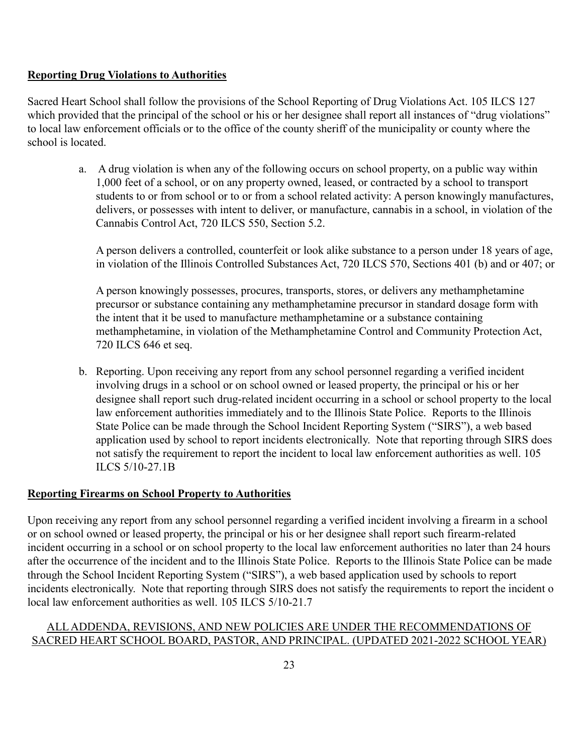**Reporting Drug Violations to Authorities**

Sacred Heart School shall follow the provisions of the School Reporting of Drug Violations Act. 105 ILCS 127 which provided that the principal of the school or his or her designee shall report all instances of "drug violations" to local law enforcement officials or to the office of the county sheriff of the municipality or county where the school is located.

a. A drug violation is when any of the following occurs on school property, on a public way within 1,000 feet of a school, or on any property owned, leased, or contracted by a school to transport students to or from school or to or from a school related activity: A person knowingly manufactures, delivers, or possesses with intent to deliver, or manufacture, cannabis in a school, in violation of the Cannabis Control Act, 720 ILCS 550, Section 5.2.

   A person delivers a controlled, counterfeit or look alike substance to a person under 18 years of age, in violation of the Illinois Controlled Substances Act, 720 ILCS 570, Sections 401 (b) and or 407; or

   A person knowingly possesses, procures, transports, stores, or delivers any methamphetamine precursor or substance containing any methamphetamine precursor in standard dosage form with the intent that it be used to manufacture methamphetamine or a substance containing methamphetamine, in violation of the Methamphetamine Control and Community Protection Act, 720 ILCS 646 et seq.

b. Reporting. Upon receiving any report from any school personnel regarding a verified incident involving drugs in a school or on school owned or leased property, the principal or his or her designee shall report such drug-related incident occurring in a school or school property to the local law enforcement authorities immediately and to the Illinois State Police. Reports to the Illinois State Police can be made through the School Incident Reporting System ("SIRS"), a web based application used by school to report incidents electronically. Note that reporting through SIRS does not satisfy the requirement to report the incident to local law enforcement authorities as well. 105 ILCS 5/10-27.1B

**Reporting Firearms on School Property to Authorities**

Upon receiving any report from any school personnel regarding a verified incident involving a firearm in a school or on school owned or leased property, the principal or his or her designee shall report such firearm-related incident occurring in a school or on school property to the local law enforcement authorities no later than 24 hours after the occurrence of the incident and to the Illinois State Police. Reports to the Illinois State Police can be made through the School Incident Reporting System ("SIRS"), a web based application used by schools to report incidents electronically. Note that reporting through SIRS does not satisfy the requirements to report the incident o local law enforcement authorities as well. 105 ILCS 5/10-21.7